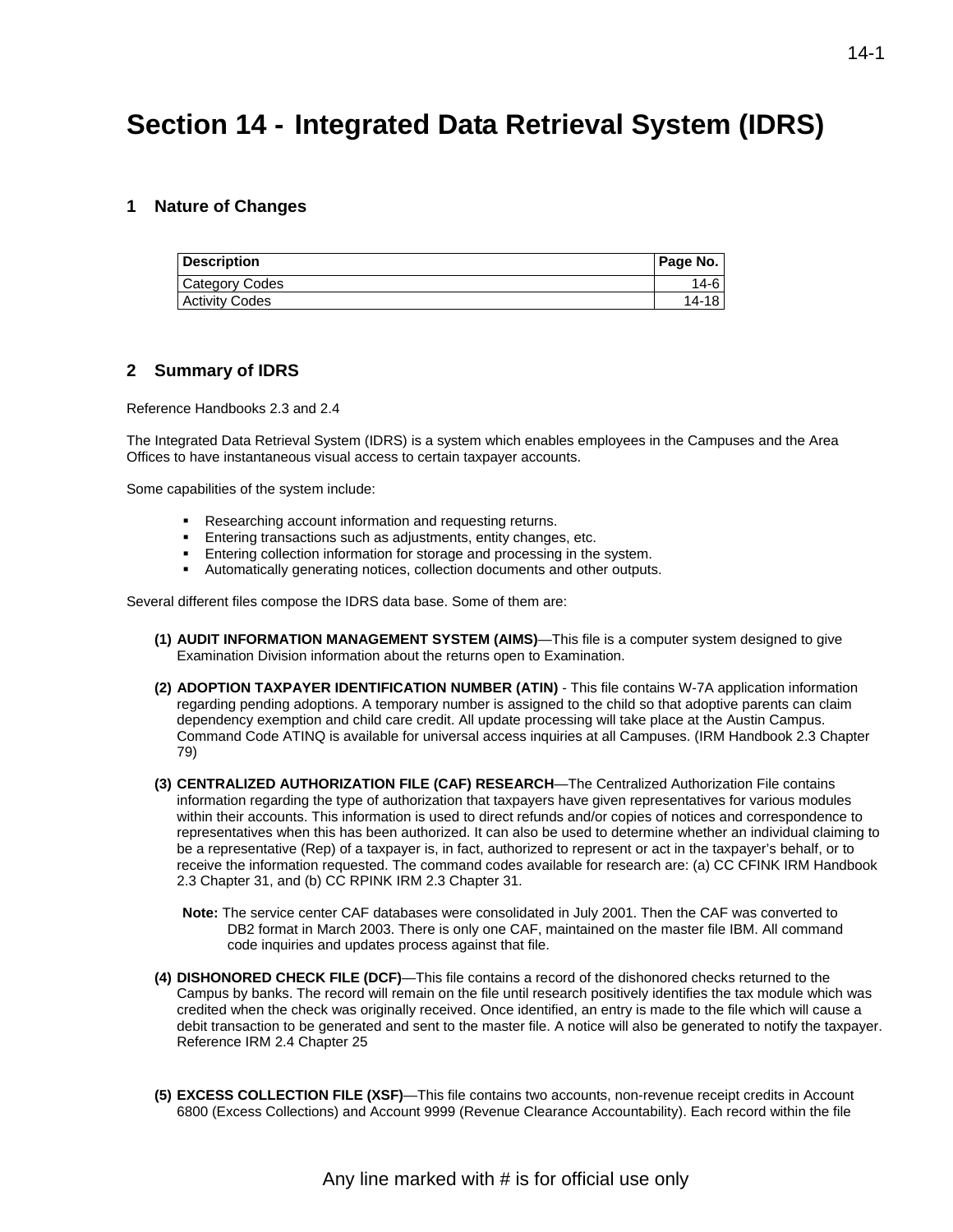# Section 14 - Integrated Data Retrieval System (IDRS)

## 1 Nature of Changes

| Description | Page No. |
| --- | --- |
| Category Codes | 14-6 |
| Activity Codes | 14-18 |

## 2 Summary of IDRS

Reference Handbooks 2.3 and 2.4

The Integrated Data Retrieval System (IDRS) is a system which enables employees in the Campuses and the Area Offices to have instantaneous visual access to certain taxpayer accounts.

Some capabilities of the system include:

- Researching account information and requesting returns.
- Entering transactions such as adjustments, entity changes, etc.
- Entering collection information for storage and processing in the system.
- Automatically generating notices, collection documents and other outputs.

Several different files compose the IDRS data base. Some of them are:

**(1) AUDIT INFORMATION MANAGEMENT SYSTEM (AIMS)**—This file is a computer system designed to give Examination Division information about the returns open to Examination.

**(2) ADOPTION TAXPAYER IDENTIFICATION NUMBER (ATIN)** - This file contains W-7A application information regarding pending adoptions. A temporary number is assigned to the child so that adoptive parents can claim dependency exemption and child care credit. All update processing will take place at the Austin Campus. Command Code ATINQ is available for universal access inquiries at all Campuses. (IRM Handbook 2.3 Chapter 79)

**(3) CENTRALIZED AUTHORIZATION FILE (CAF) RESEARCH**—The Centralized Authorization File contains information regarding the type of authorization that taxpayers have given representatives for various modules within their accounts. This information is used to direct refunds and/or copies of notices and correspondence to representatives when this has been authorized. It can also be used to determine whether an individual claiming to be a representative (Rep) of a taxpayer is, in fact, authorized to represent or act in the taxpayer's behalf, or to receive the information requested. The command codes available for research are: (a) CC CFINK IRM Handbook 2.3 Chapter 31, and (b) CC RPINK IRM 2.3 Chapter 31.

**Note:** The service center CAF databases were consolidated in July 2001. Then the CAF was converted to DB2 format in March 2003. There is only one CAF, maintained on the master file IBM. All command code inquiries and updates process against that file.

**(4) DISHONORED CHECK FILE (DCF)**—This file contains a record of the dishonored checks returned to the Campus by banks. The record will remain on the file until research positively identifies the tax module which was credited when the check was originally received. Once identified, an entry is made to the file which will cause a debit transaction to be generated and sent to the master file. A notice will also be generated to notify the taxpayer. Reference IRM 2.4 Chapter 25

**(5) EXCESS COLLECTION FILE (XSF)**—This file contains two accounts, non-revenue receipt credits in Account 6800 (Excess Collections) and Account 9999 (Revenue Clearance Accountability). Each record within the file

Any line marked with # is for official use only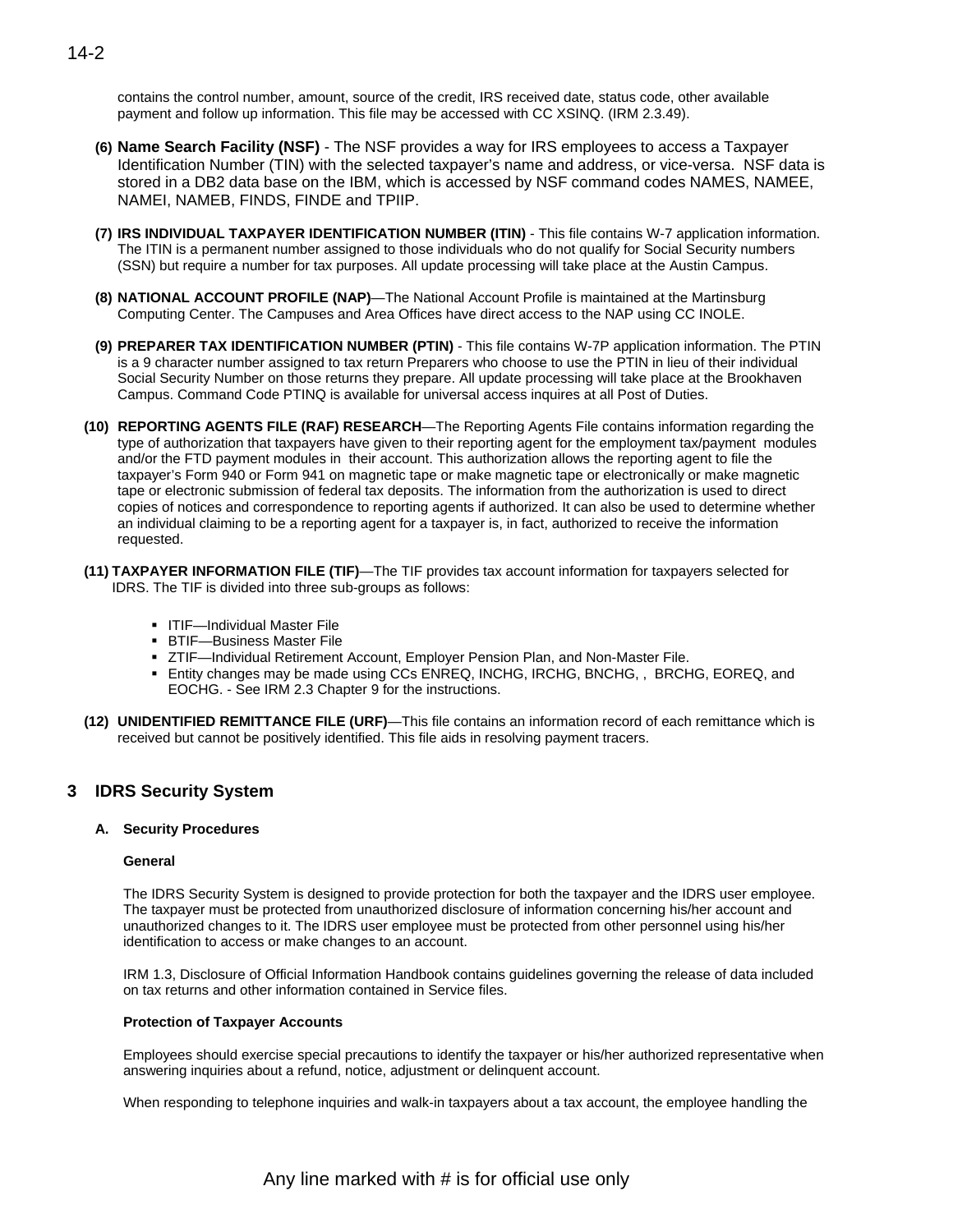contains the control number, amount, source of the credit, IRS received date, status code, other available payment and follow up information. This file may be accessed with CC XSINQ. (IRM 2.3.49).

**(6) Name Search Facility (NSF)** - The NSF provides a way for IRS employees to access a Taxpayer Identification Number (TIN) with the selected taxpayer's name and address, or vice-versa. NSF data is stored in a DB2 data base on the IBM, which is accessed by NSF command codes NAMES, NAMEE, NAMEI, NAMEB, FINDS, FINDE and TPIIP.

**(7) IRS INDIVIDUAL TAXPAYER IDENTIFICATION NUMBER (ITIN)** - This file contains W-7 application information. The ITIN is a permanent number assigned to those individuals who do not qualify for Social Security numbers (SSN) but require a number for tax purposes. All update processing will take place at the Austin Campus.

**(8) NATIONAL ACCOUNT PROFILE (NAP)**—The National Account Profile is maintained at the Martinsburg Computing Center. The Campuses and Area Offices have direct access to the NAP using CC INOLE.

**(9) PREPARER TAX IDENTIFICATION NUMBER (PTIN)** - This file contains W-7P application information. The PTIN is a 9 character number assigned to tax return Preparers who choose to use the PTIN in lieu of their individual Social Security Number on those returns they prepare. All update processing will take place at the Brookhaven Campus. Command Code PTINQ is available for universal access inquires at all Post of Duties.

**(10) REPORTING AGENTS FILE (RAF) RESEARCH**—The Reporting Agents File contains information regarding the type of authorization that taxpayers have given to their reporting agent for the employment tax/payment modules and/or the FTD payment modules in their account. This authorization allows the reporting agent to file the taxpayer's Form 940 or Form 941 on magnetic tape or make magnetic tape or electronically or make magnetic tape or electronic submission of federal tax deposits. The information from the authorization is used to direct copies of notices and correspondence to reporting agents if authorized. It can also be used to determine whether an individual claiming to be a reporting agent for a taxpayer is, in fact, authorized to receive the information requested.

**(11) TAXPAYER INFORMATION FILE (TIF)**—The TIF provides tax account information for taxpayers selected for IDRS. The TIF is divided into three sub-groups as follows:

- ITIF—Individual Master File
- BTIF—Business Master File
- ZTIF—Individual Retirement Account, Employer Pension Plan, and Non-Master File.
- Entity changes may be made using CCs ENREQ, INCHG, IRCHG, BNCHG, , BRCHG, EOREQ, and EOCHG. - See IRM 2.3 Chapter 9 for the instructions.

**(12) UNIDENTIFIED REMITTANCE FILE (URF)**—This file contains an information record of each remittance which is received but cannot be positively identified. This file aids in resolving payment tracers.

## 3 IDRS Security System

### A. Security Procedures

**General**

The IDRS Security System is designed to provide protection for both the taxpayer and the IDRS user employee. The taxpayer must be protected from unauthorized disclosure of information concerning his/her account and unauthorized changes to it. The IDRS user employee must be protected from other personnel using his/her identification to access or make changes to an account.

IRM 1.3, Disclosure of Official Information Handbook contains guidelines governing the release of data included on tax returns and other information contained in Service files.

**Protection of Taxpayer Accounts**

Employees should exercise special precautions to identify the taxpayer or his/her authorized representative when answering inquiries about a refund, notice, adjustment or delinquent account.

When responding to telephone inquiries and walk-in taxpayers about a tax account, the employee handling the

Any line marked with # is for official use only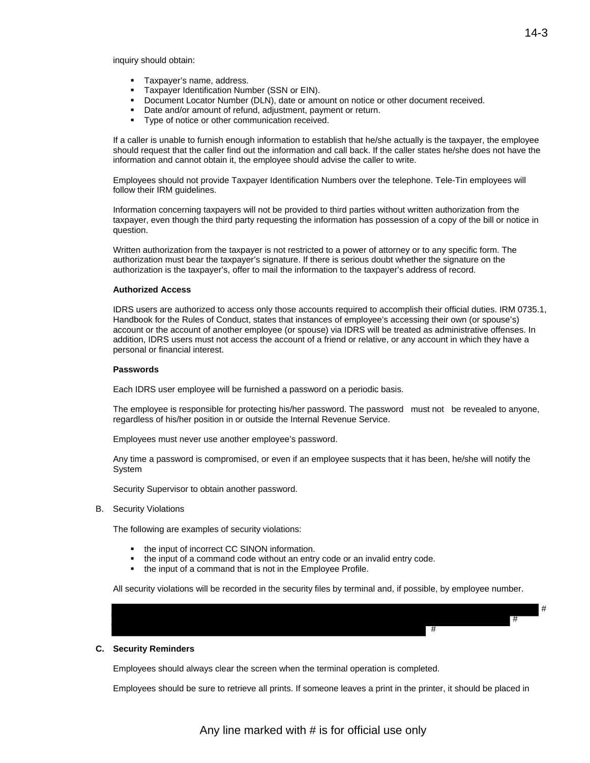inquiry should obtain:

- Taxpayer's name, address.
- Taxpayer Identification Number (SSN or EIN).
- Document Locator Number (DLN), date or amount on notice or other document received.
- Date and/or amount of refund, adjustment, payment or return.
- Type of notice or other communication received.

If a caller is unable to furnish enough information to establish that he/she actually is the taxpayer, the employee should request that the caller find out the information and call back. If the caller states he/she does not have the information and cannot obtain it, the employee should advise the caller to write.

Employees should not provide Taxpayer Identification Numbers over the telephone. Tele-Tin employees will follow their IRM guidelines.

Information concerning taxpayers will not be provided to third parties without written authorization from the taxpayer, even though the third party requesting the information has possession of a copy of the bill or notice in question.

Written authorization from the taxpayer is not restricted to a power of attorney or to any specific form. The authorization must bear the taxpayer's signature. If there is serious doubt whether the signature on the authorization is the taxpayer's, offer to mail the information to the taxpayer's address of record.

**Authorized Access**

IDRS users are authorized to access only those accounts required to accomplish their official duties. IRM 0735.1, Handbook for the Rules of Conduct, states that instances of employee's accessing their own (or spouse's) account or the account of another employee (or spouse) via IDRS will be treated as administrative offenses. In addition, IDRS users must not access the account of a friend or relative, or any account in which they have a personal or financial interest.

**Passwords**

Each IDRS user employee will be furnished a password on a periodic basis.

The employee is responsible for protecting his/her password. The password must not be revealed to anyone, regardless of his/her position in or outside the Internal Revenue Service.

Employees must never use another employee's password.

Any time a password is compromised, or even if an employee suspects that it has been, he/she will notify the System

Security Supervisor to obtain another password.

B. Security Violations

The following are examples of security violations:

- the input of incorrect CC SINON information.
- the input of a command code without an entry code or an invalid entry code.
- the input of a command that is not in the Employee Profile.

All security violations will be recorded in the security files by terminal and, if possible, by employee number.

[REDACTED] #
[REDACTED] #
[REDACTED] #

**C. Security Reminders**

Employees should always clear the screen when the terminal operation is completed.

Employees should be sure to retrieve all prints. If someone leaves a print in the printer, it should be placed in

Any line marked with # is for official use only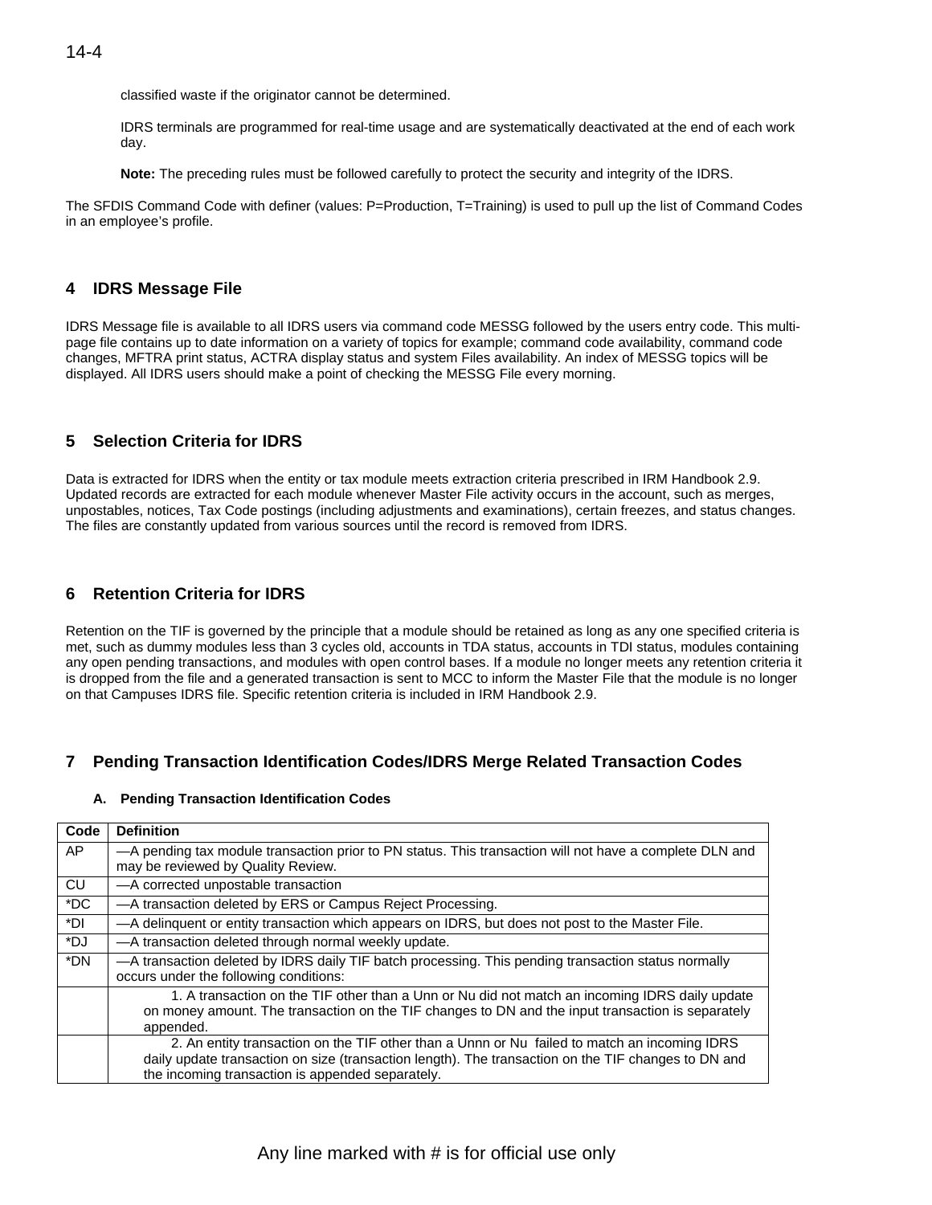classified waste if the originator cannot be determined.

IDRS terminals are programmed for real-time usage and are systematically deactivated at the end of each work day.

**Note:** The preceding rules must be followed carefully to protect the security and integrity of the IDRS.

The SFDIS Command Code with definer (values: P=Production, T=Training) is used to pull up the list of Command Codes in an employee's profile.

## 4 IDRS Message File

IDRS Message file is available to all IDRS users via command code MESSG followed by the users entry code. This multi-page file contains up to date information on a variety of topics for example; command code availability, command code changes, MFTRA print status, ACTRA display status and system Files availability. An index of MESSG topics will be displayed. All IDRS users should make a point of checking the MESSG File every morning.

## 5 Selection Criteria for IDRS

Data is extracted for IDRS when the entity or tax module meets extraction criteria prescribed in IRM Handbook 2.9. Updated records are extracted for each module whenever Master File activity occurs in the account, such as merges, unpostables, notices, Tax Code postings (including adjustments and examinations), certain freezes, and status changes. The files are constantly updated from various sources until the record is removed from IDRS.

## 6 Retention Criteria for IDRS

Retention on the TIF is governed by the principle that a module should be retained as long as any one specified criteria is met, such as dummy modules less than 3 cycles old, accounts in TDA status, accounts in TDI status, modules containing any open pending transactions, and modules with open control bases. If a module no longer meets any retention criteria it is dropped from the file and a generated transaction is sent to MCC to inform the Master File that the module is no longer on that Campuses IDRS file. Specific retention criteria is included in IRM Handbook 2.9.

## 7 Pending Transaction Identification Codes/IDRS Merge Related Transaction Codes

### A. Pending Transaction Identification Codes

| Code | Definition |
|---|---|
| AP | —A pending tax module transaction prior to PN status. This transaction will not have a complete DLN and may be reviewed by Quality Review. |
| CU | —A corrected unpostable transaction |
| *DC | —A transaction deleted by ERS or Campus Reject Processing. |
| *DI | —A delinquent or entity transaction which appears on IDRS, but does not post to the Master File. |
| *DJ | —A transaction deleted through normal weekly update. |
| *DN | —A transaction deleted by IDRS daily TIF batch processing. This pending transaction status normally occurs under the following conditions: |
| | 1. A transaction on the TIF other than a Unn or Nu did not match an incoming IDRS daily update on money amount. The transaction on the TIF changes to DN and the input transaction is separately appended. |
| | 2. An entity transaction on the TIF other than a Unnn or Nu failed to match an incoming IDRS daily update transaction on size (transaction length). The transaction on the TIF changes to DN and the incoming transaction is appended separately. |

Any line marked with # is for official use only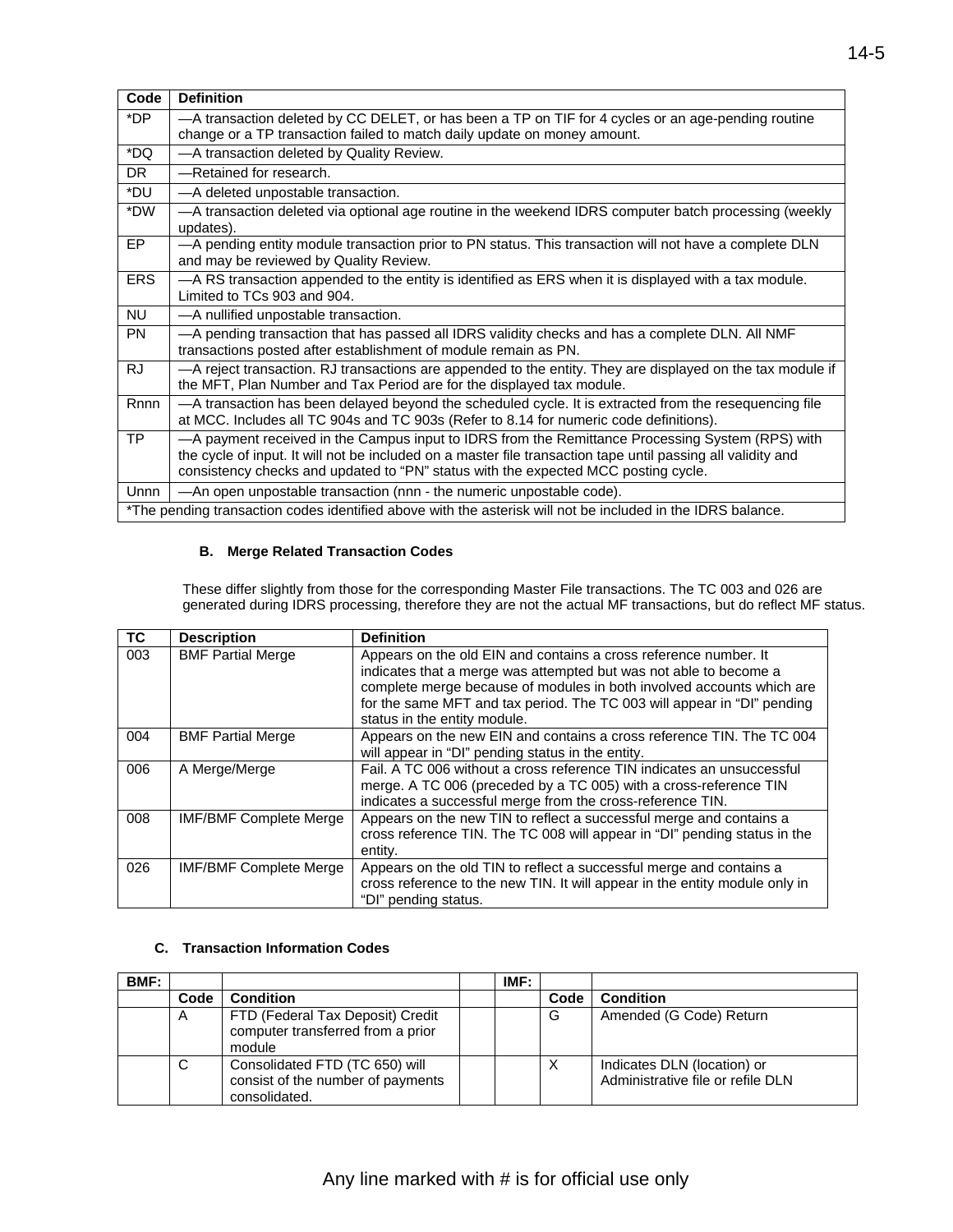| Code | Definition |
|---|---|
| *DP | —A transaction deleted by CC DELET, or has been a TP on TIF for 4 cycles or an age-pending routine change or a TP transaction failed to match daily update on money amount. |
| *DQ | —A transaction deleted by Quality Review. |
| DR | —Retained for research. |
| *DU | —A deleted unpostable transaction. |
| *DW | —A transaction deleted via optional age routine in the weekend IDRS computer batch processing (weekly updates). |
| EP | —A pending entity module transaction prior to PN status. This transaction will not have a complete DLN and may be reviewed by Quality Review. |
| ERS | —A RS transaction appended to the entity is identified as ERS when it is displayed with a tax module. Limited to TCs 903 and 904. |
| NU | —A nullified unpostable transaction. |
| PN | —A pending transaction that has passed all IDRS validity checks and has a complete DLN. All NMF transactions posted after establishment of module remain as PN. |
| RJ | —A reject transaction. RJ transactions are appended to the entity. They are displayed on the tax module if the MFT, Plan Number and Tax Period are for the displayed tax module. |
| Rnnn | —A transaction has been delayed beyond the scheduled cycle. It is extracted from the resequencing file at MCC. Includes all TC 904s and TC 903s (Refer to 8.14 for numeric code definitions). |
| TP | —A payment received in the Campus input to IDRS from the Remittance Processing System (RPS) with the cycle of input. It will not be included on a master file transaction tape until passing all validity and consistency checks and updated to "PN" status with the expected MCC posting cycle. |
| Unnn | —An open unpostable transaction (nnn - the numeric unpostable code). |
| *The pending transaction codes identified above with the asterisk will not be included in the IDRS balance. | |

### B. Merge Related Transaction Codes

These differ slightly from those for the corresponding Master File transactions. The TC 003 and 026 are generated during IDRS processing, therefore they are not the actual MF transactions, but do reflect MF status.

| TC | Description | Definition |
|---|---|---|
| 003 | BMF Partial Merge | Appears on the old EIN and contains a cross reference number. It indicates that a merge was attempted but was not able to become a complete merge because of modules in both involved accounts which are for the same MFT and tax period. The TC 003 will appear in "DI" pending status in the entity module. |
| 004 | BMF Partial Merge | Appears on the new EIN and contains a cross reference TIN. The TC 004 will appear in "DI" pending status in the entity. |
| 006 | A Merge/Merge | Fail. A TC 006 without a cross reference TIN indicates an unsuccessful merge. A TC 006 (preceded by a TC 005) with a cross-reference TIN indicates a successful merge from the cross-reference TIN. |
| 008 | IMF/BMF Complete Merge | Appears on the new TIN to reflect a successful merge and contains a cross reference TIN. The TC 008 will appear in "DI" pending status in the entity. |
| 026 | IMF/BMF Complete Merge | Appears on the old TIN to reflect a successful merge and contains a cross reference to the new TIN. It will appear in the entity module only in "DI" pending status. |

### C. Transaction Information Codes

| BMF: | | | | IMF: | | |
|---|---|---|---|---|---|---|
| | Code | Condition | | | Code | Condition |
| | A | FTD (Federal Tax Deposit) Credit computer transferred from a prior module | | | G | Amended (G Code) Return |
| | C | Consolidated FTD (TC 650) will consist of the number of payments consolidated. | | | X | Indicates DLN (location) or Administrative file or refile DLN |

Any line marked with # is for official use only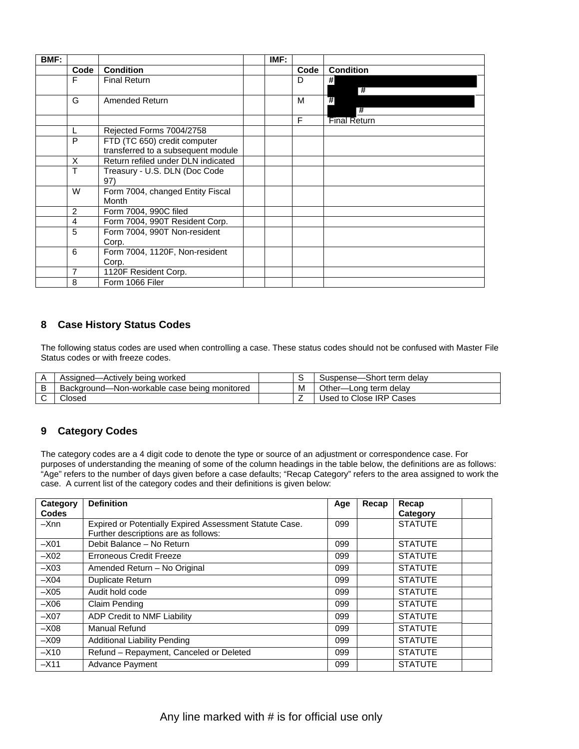| BMF: | | | | IMF: | | |
|---|---|---|---|---|---|---|
| | **Code** | **Condition** | | | **Code** | **Condition** |
| | F | Final Return | | | D | # # |
| | G | Amended Return | | | M | # # |
| | | | | | F | Final Return |
| | L | Rejected Forms 7004/2758 | | | | |
| | P | FTD (TC 650) credit computer transferred to a subsequent module | | | | |
| | X | Return refiled under DLN indicated | | | | |
| | T | Treasury - U.S. DLN (Doc Code 97) | | | | |
| | W | Form 7004, changed Entity Fiscal Month | | | | |
| | 2 | Form 7004, 990C filed | | | | |
| | 4 | Form 7004, 990T Resident Corp. | | | | |
| | 5 | Form 7004, 990T Non-resident Corp. | | | | |
| | 6 | Form 7004, 1120F, Non-resident Corp. | | | | |
| | 7 | 1120F Resident Corp. | | | | |
| | 8 | Form 1066 Filer | | | | |

## 8 Case History Status Codes

The following status codes are used when controlling a case. These status codes should not be confused with Master File Status codes or with freeze codes.

| | | | | |
|---|---|---|---|---|
| A | Assigned—Actively being worked | | S | Suspense—Short term delay |
| B | Background—Non-workable case being monitored | | M | Other—Long term delay |
| C | Closed | | Z | Used to Close IRP Cases |

## 9 Category Codes

The category codes are a 4 digit code to denote the type or source of an adjustment or correspondence case. For purposes of understanding the meaning of some of the column headings in the table below, the definitions are as follows: "Age" refers to the number of days given before a case defaults; "Recap Category" refers to the area assigned to work the case. A current list of the category codes and their definitions is given below:

| Category Codes | Definition | Age | Recap | Recap Category | |
|---|---|---|---|---|---|
| –Xnn | Expired or Potentially Expired Assessment Statute Case. Further descriptions are as follows: | 099 | | STATUTE | |
| –X01 | Debit Balance – No Return | 099 | | STATUTE | |
| –X02 | Erroneous Credit Freeze | 099 | | STATUTE | |
| –X03 | Amended Return – No Original | 099 | | STATUTE | |
| –X04 | Duplicate Return | 099 | | STATUTE | |
| –X05 | Audit hold code | 099 | | STATUTE | |
| –X06 | Claim Pending | 099 | | STATUTE | |
| –X07 | ADP Credit to NMF Liability | 099 | | STATUTE | |
| –X08 | Manual Refund | 099 | | STATUTE | |
| –X09 | Additional Liability Pending | 099 | | STATUTE | |
| –X10 | Refund – Repayment, Canceled or Deleted | 099 | | STATUTE | |
| –X11 | Advance Payment | 099 | | STATUTE | |

Any line marked with # is for official use only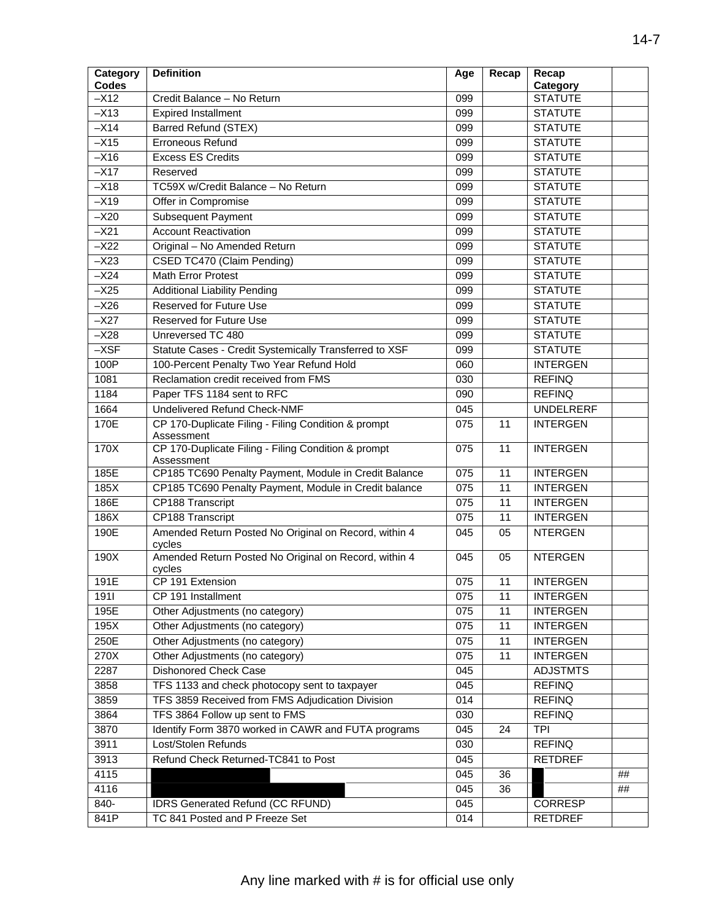| Category Codes | Definition | Age | Recap | Recap Category | |
|---|---|---|---|---|---|
| –X12 | Credit Balance – No Return | 099 | | STATUTE | |
| –X13 | Expired Installment | 099 | | STATUTE | |
| –X14 | Barred Refund (STEX) | 099 | | STATUTE | |
| –X15 | Erroneous Refund | 099 | | STATUTE | |
| –X16 | Excess ES Credits | 099 | | STATUTE | |
| –X17 | Reserved | 099 | | STATUTE | |
| –X18 | TC59X w/Credit Balance – No Return | 099 | | STATUTE | |
| –X19 | Offer in Compromise | 099 | | STATUTE | |
| –X20 | Subsequent Payment | 099 | | STATUTE | |
| –X21 | Account Reactivation | 099 | | STATUTE | |
| –X22 | Original – No Amended Return | 099 | | STATUTE | |
| –X23 | CSED TC470 (Claim Pending) | 099 | | STATUTE | |
| –X24 | Math Error Protest | 099 | | STATUTE | |
| –X25 | Additional Liability Pending | 099 | | STATUTE | |
| –X26 | Reserved for Future Use | 099 | | STATUTE | |
| –X27 | Reserved for Future Use | 099 | | STATUTE | |
| –X28 | Unreversed TC 480 | 099 | | STATUTE | |
| –XSF | Statute Cases - Credit Systemically Transferred to XSF | 099 | | STATUTE | |
| 100P | 100-Percent Penalty Two Year Refund Hold | 060 | | INTERGEN | |
| 1081 | Reclamation credit received from FMS | 030 | | REFINQ | |
| 1184 | Paper TFS 1184 sent to RFC | 090 | | REFINQ | |
| 1664 | Undelivered Refund Check-NMF | 045 | | UNDELRERF | |
| 170E | CP 170-Duplicate Filing - Filing Condition & prompt Assessment | 075 | 11 | INTERGEN | |
| 170X | CP 170-Duplicate Filing - Filing Condition & prompt Assessment | 075 | 11 | INTERGEN | |
| 185E | CP185 TC690 Penalty Payment, Module in Credit Balance | 075 | 11 | INTERGEN | |
| 185X | CP185 TC690 Penalty Payment, Module in Credit balance | 075 | 11 | INTERGEN | |
| 186E | CP188 Transcript | 075 | 11 | INTERGEN | |
| 186X | CP188 Transcript | 075 | 11 | INTERGEN | |
| 190E | Amended Return Posted No Original on Record, within 4 cycles | 045 | 05 | NTERGEN | |
| 190X | Amended Return Posted No Original on Record, within 4 cycles | 045 | 05 | NTERGEN | |
| 191E | CP 191 Extension | 075 | 11 | INTERGEN | |
| 191I | CP 191 Installment | 075 | 11 | INTERGEN | |
| 195E | Other Adjustments (no category) | 075 | 11 | INTERGEN | |
| 195X | Other Adjustments (no category) | 075 | 11 | INTERGEN | |
| 250E | Other Adjustments (no category) | 075 | 11 | INTERGEN | |
| 270X | Other Adjustments (no category) | 075 | 11 | INTERGEN | |
| 2287 | Dishonored Check Case | 045 | | ADJSTMTS | |
| 3858 | TFS 1133 and check photocopy sent to taxpayer | 045 | | REFINQ | |
| 3859 | TFS 3859 Received from FMS Adjudication Division | 014 | | REFINQ | |
| 3864 | TFS 3864 Follow up sent to FMS | 030 | | REFINQ | |
| 3870 | Identify Form 3870 worked in CAWR and FUTA programs | 045 | 24 | TPI | |
| 3911 | Lost/Stolen Refunds | 030 | | REFINQ | |
| 3913 | Refund Check Returned-TC841 to Post | 045 | | RETDREF | |
| 4115 | | 045 | 36 | | ## |
| 4116 | | 045 | 36 | | ## |
| 840- | IDRS Generated Refund (CC RFUND) | 045 | | CORRESP | |
| 841P | TC 841 Posted and P Freeze Set | 014 | | RETDREF | |

Any line marked with # is for official use only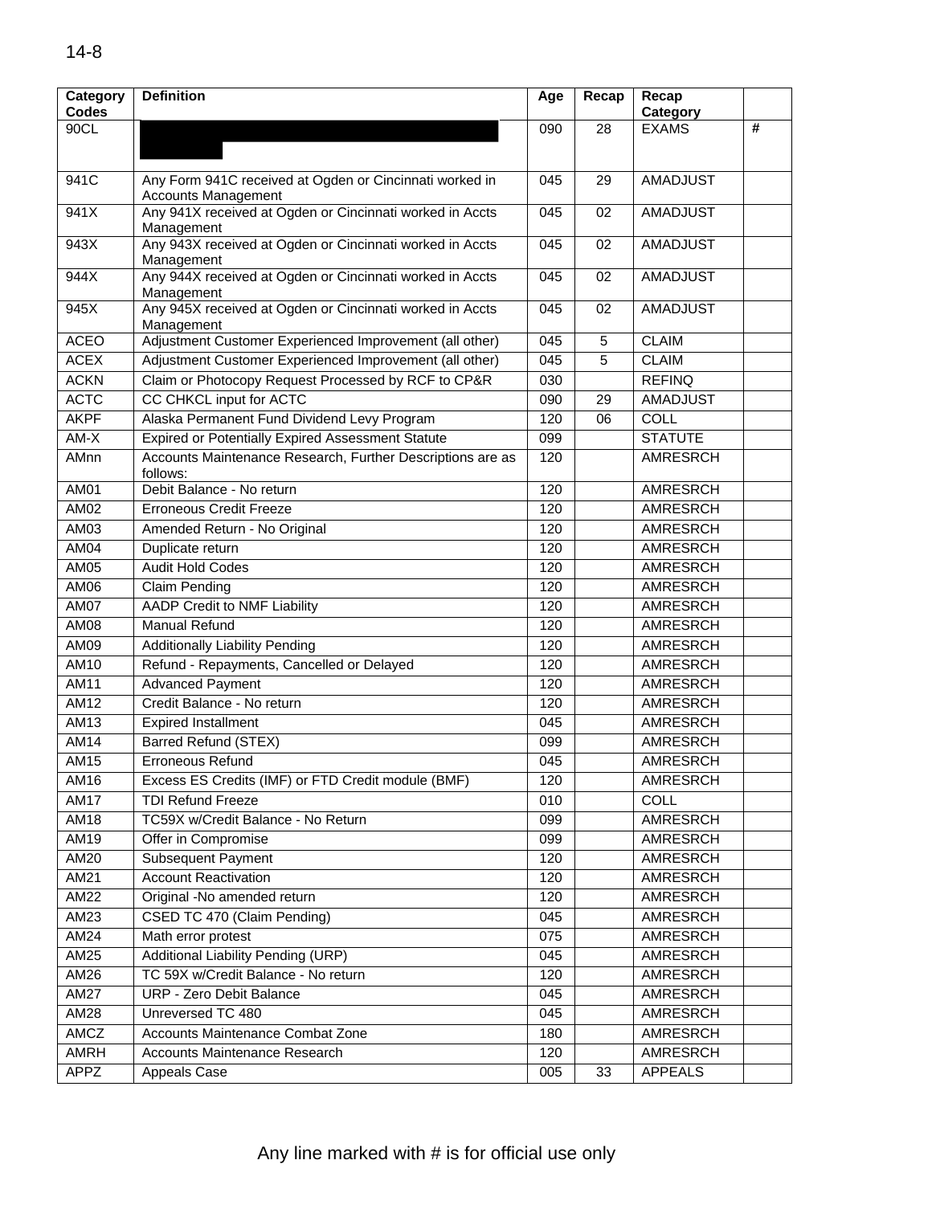| Category Codes | Definition | Age | Recap | Recap Category | |
|---|---|---|---|---|---|
| 90CL | | 090 | 28 | EXAMS | # |
| 941C | Any Form 941C received at Ogden or Cincinnati worked in Accounts Management | 045 | 29 | AMADJUST | |
| 941X | Any 941X received at Ogden or Cincinnati worked in Accts Management | 045 | 02 | AMADJUST | |
| 943X | Any 943X received at Ogden or Cincinnati worked in Accts Management | 045 | 02 | AMADJUST | |
| 944X | Any 944X received at Ogden or Cincinnati worked in Accts Management | 045 | 02 | AMADJUST | |
| 945X | Any 945X received at Ogden or Cincinnati worked in Accts Management | 045 | 02 | AMADJUST | |
| ACEO | Adjustment Customer Experienced Improvement (all other) | 045 | 5 | CLAIM | |
| ACEX | Adjustment Customer Experienced Improvement (all other) | 045 | 5 | CLAIM | |
| ACKN | Claim or Photocopy Request Processed by RCF to CP&R | 030 | | REFINQ | |
| ACTC | CC CHKCL input for ACTC | 090 | 29 | AMADJUST | |
| AKPF | Alaska Permanent Fund Dividend Levy Program | 120 | 06 | COLL | |
| AM-X | Expired or Potentially Expired Assessment Statute | 099 | | STATUTE | |
| AMnn | Accounts Maintenance Research, Further Descriptions are as follows: | 120 | | AMRESRCH | |
| AM01 | Debit Balance - No return | 120 | | AMRESRCH | |
| AM02 | Erroneous Credit Freeze | 120 | | AMRESRCH | |
| AM03 | Amended Return - No Original | 120 | | AMRESRCH | |
| AM04 | Duplicate return | 120 | | AMRESRCH | |
| AM05 | Audit Hold Codes | 120 | | AMRESRCH | |
| AM06 | Claim Pending | 120 | | AMRESRCH | |
| AM07 | AADP Credit to NMF Liability | 120 | | AMRESRCH | |
| AM08 | Manual Refund | 120 | | AMRESRCH | |
| AM09 | Additionally Liability Pending | 120 | | AMRESRCH | |
| AM10 | Refund - Repayments, Cancelled or Delayed | 120 | | AMRESRCH | |
| AM11 | Advanced Payment | 120 | | AMRESRCH | |
| AM12 | Credit Balance - No return | 120 | | AMRESRCH | |
| AM13 | Expired Installment | 045 | | AMRESRCH | |
| AM14 | Barred Refund (STEX) | 099 | | AMRESRCH | |
| AM15 | Erroneous Refund | 045 | | AMRESRCH | |
| AM16 | Excess ES Credits (IMF) or FTD Credit module (BMF) | 120 | | AMRESRCH | |
| AM17 | TDI Refund Freeze | 010 | | COLL | |
| AM18 | TC59X w/Credit Balance - No Return | 099 | | AMRESRCH | |
| AM19 | Offer in Compromise | 099 | | AMRESRCH | |
| AM20 | Subsequent Payment | 120 | | AMRESRCH | |
| AM21 | Account Reactivation | 120 | | AMRESRCH | |
| AM22 | Original -No amended return | 120 | | AMRESRCH | |
| AM23 | CSED TC 470 (Claim Pending) | 045 | | AMRESRCH | |
| AM24 | Math error protest | 075 | | AMRESRCH | |
| AM25 | Additional Liability Pending (URP) | 045 | | AMRESRCH | |
| AM26 | TC 59X w/Credit Balance - No return | 120 | | AMRESRCH | |
| AM27 | URP - Zero Debit Balance | 045 | | AMRESRCH | |
| AM28 | Unreversed TC 480 | 045 | | AMRESRCH | |
| AMCZ | Accounts Maintenance Combat Zone | 180 | | AMRESRCH | |
| AMRH | Accounts Maintenance Research | 120 | | AMRESRCH | |
| APPZ | Appeals Case | 005 | 33 | APPEALS | |

Any line marked with # is for official use only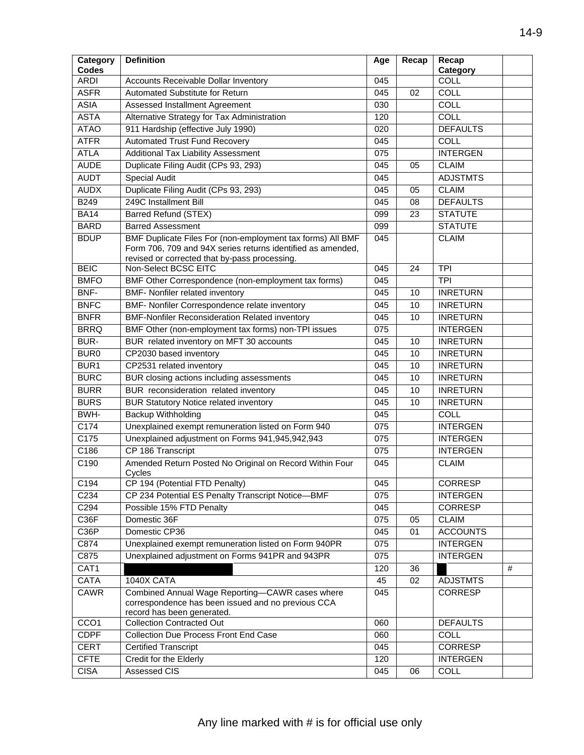| Category Codes | Definition | Age | Recap | Recap Category | |
|---|---|---|---|---|---|
| ARDI | Accounts Receivable Dollar Inventory | 045 | | COLL | |
| ASFR | Automated Substitute for Return | 045 | 02 | COLL | |
| ASIA | Assessed Installment Agreement | 030 | | COLL | |
| ASTA | Alternative Strategy for Tax Administration | 120 | | COLL | |
| ATAO | 911 Hardship (effective July 1990) | 020 | | DEFAULTS | |
| ATFR | Automated Trust Fund Recovery | 045 | | COLL | |
| ATLA | Additional Tax Liability Assessment | 075 | | INTERGEN | |
| AUDE | Duplicate Filing Audit (CPs 93, 293) | 045 | 05 | CLAIM | |
| AUDT | Special Audit | 045 | | ADJSTMTS | |
| AUDX | Duplicate Filing Audit (CPs 93, 293) | 045 | 05 | CLAIM | |
| B249 | 249C Installment Bill | 045 | 08 | DEFAULTS | |
| BA14 | Barred Refund (STEX) | 099 | 23 | STATUTE | |
| BARD | Barred Assessment | 099 | | STATUTE | |
| BDUP | BMF Duplicate Files For (non-employment tax forms) All BMF Form 706, 709 and 94X series returns identified as amended, revised or corrected that by-pass processing. | 045 | | CLAIM | |
| BEIC | Non-Select BCSC EITC | 045 | 24 | TPI | |
| BMFO | BMF Other Correspondence (non-employment tax forms) | 045 | | TPI | |
| BNF- | BMF- Nonfiler related inventory | 045 | 10 | INRETURN | |
| BNFC | BMF- Nonfiler Correspondence relate inventory | 045 | 10 | INRETURN | |
| BNFR | BMF-Nonfiler Reconsideration Related inventory | 045 | 10 | INRETURN | |
| BRRQ | BMF Other (non-employment tax forms) non-TPI issues | 075 | | INTERGEN | |
| BUR- | BUR related inventory on MFT 30 accounts | 045 | 10 | INRETURN | |
| BUR0 | CP2030 based inventory | 045 | 10 | INRETURN | |
| BUR1 | CP2531 related inventory | 045 | 10 | INRETURN | |
| BURC | BUR closing actions including assessments | 045 | 10 | INRETURN | |
| BURR | BUR reconsideration related inventory | 045 | 10 | INRETURN | |
| BURS | BUR Statutory Notice related inventory | 045 | 10 | INRETURN | |
| BWH- | Backup Withholding | 045 | | COLL | |
| C174 | Unexplained exempt remuneration listed on Form 940 | 075 | | INTERGEN | |
| C175 | Unexplained adjustment on Forms 941,945,942,943 | 075 | | INTERGEN | |
| C186 | CP 186 Transcript | 075 | | INTERGEN | |
| C190 | Amended Return Posted No Original on Record Within Four Cycles | 045 | | CLAIM | |
| C194 | CP 194 (Potential FTD Penalty) | 045 | | CORRESP | |
| C234 | CP 234 Potential ES Penalty Transcript Notice—BMF | 075 | | INTERGEN | |
| C294 | Possible 15% FTD Penalty | 045 | | CORRESP | |
| C36F | Domestic 36F | 075 | 05 | CLAIM | |
| C36P | Domestic CP36 | 045 | 01 | ACCOUNTS | |
| C874 | Unexplained exempt remuneration listed on Form 940PR | 075 | | INTERGEN | |
| C875 | Unexplained adjustment on Forms 941PR and 943PR | 075 | | INTERGEN | |
| CAT1 | | 120 | 36 | | # |
| CATA | 1040X CATA | 45 | 02 | ADJSTMTS | |
| CAWR | Combined Annual Wage Reporting—CAWR cases where correspondence has been issued and no previous CCA record has been generated. | 045 | | CORRESP | |
| CCO1 | Collection Contracted Out | 060 | | DEFAULTS | |
| CDPF | Collection Due Process Front End Case | 060 | | COLL | |
| CERT | Certified Transcript | 045 | | CORRESP | |
| CFTE | Credit for the Elderly | 120 | | INTERGEN | |
| CISA | Assessed CIS | 045 | 06 | COLL | |

Any line marked with # is for official use only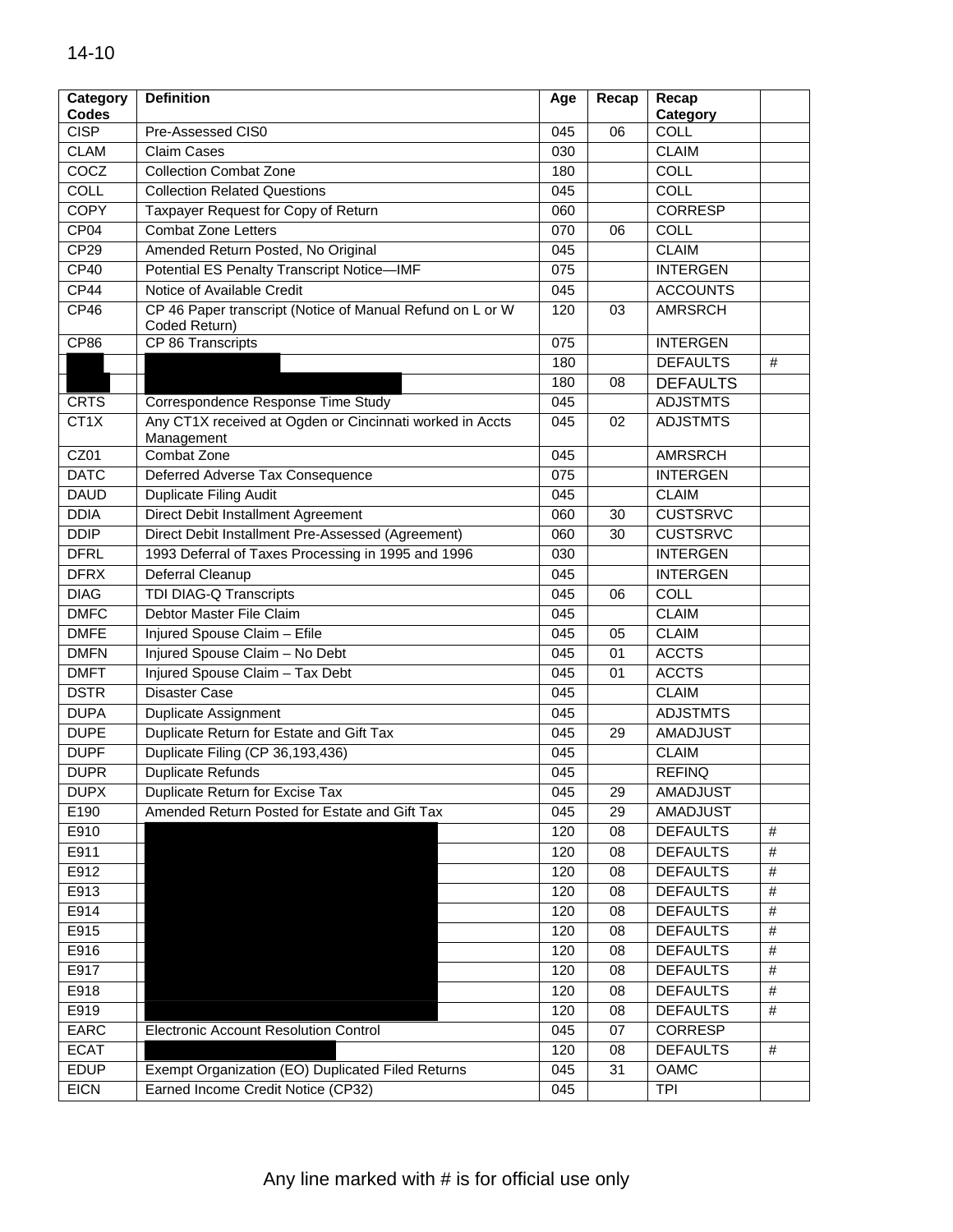| Category Codes | Definition | Age | Recap | Recap Category | |
|---|---|---|---|---|---|
| CISP | Pre-Assessed CIS0 | 045 | 06 | COLL | |
| CLAM | Claim Cases | 030 | | CLAIM | |
| COCZ | Collection Combat Zone | 180 | | COLL | |
| COLL | Collection Related Questions | 045 | | COLL | |
| COPY | Taxpayer Request for Copy of Return | 060 | | CORRESP | |
| CP04 | Combat Zone Letters | 070 | 06 | COLL | |
| CP29 | Amended Return Posted, No Original | 045 | | CLAIM | |
| CP40 | Potential ES Penalty Transcript Notice—IMF | 075 | | INTERGEN | |
| CP44 | Notice of Available Credit | 045 | | ACCOUNTS | |
| CP46 | CP 46 Paper transcript (Notice of Manual Refund on L or W Coded Return) | 120 | 03 | AMRSRCH | |
| CP86 | CP 86 Transcripts | 075 | | INTERGEN | |
| | | 180 | | DEFAULTS | # |
| | | 180 | 08 | DEFAULTS | |
| CRTS | Correspondence Response Time Study | 045 | | ADJSTMTS | |
| CT1X | Any CT1X received at Ogden or Cincinnati worked in Accts Management | 045 | 02 | ADJSTMTS | |
| CZ01 | Combat Zone | 045 | | AMRSRCH | |
| DATC | Deferred Adverse Tax Consequence | 075 | | INTERGEN | |
| DAUD | Duplicate Filing Audit | 045 | | CLAIM | |
| DDIA | Direct Debit Installment Agreement | 060 | 30 | CUSTSRVC | |
| DDIP | Direct Debit Installment Pre-Assessed (Agreement) | 060 | 30 | CUSTSRVC | |
| DFRL | 1993 Deferral of Taxes Processing in 1995 and 1996 | 030 | | INTERGEN | |
| DFRX | Deferral Cleanup | 045 | | INTERGEN | |
| DIAG | TDI DIAG-Q Transcripts | 045 | 06 | COLL | |
| DMFC | Debtor Master File Claim | 045 | | CLAIM | |
| DMFE | Injured Spouse Claim – Efile | 045 | 05 | CLAIM | |
| DMFN | Injured Spouse Claim – No Debt | 045 | 01 | ACCTS | |
| DMFT | Injured Spouse Claim – Tax Debt | 045 | 01 | ACCTS | |
| DSTR | Disaster Case | 045 | | CLAIM | |
| DUPA | Duplicate Assignment | 045 | | ADJSTMTS | |
| DUPE | Duplicate Return for Estate and Gift Tax | 045 | 29 | AMADJUST | |
| DUPF | Duplicate Filing (CP 36,193,436) | 045 | | CLAIM | |
| DUPR | Duplicate Refunds | 045 | | REFINQ | |
| DUPX | Duplicate Return for Excise Tax | 045 | 29 | AMADJUST | |
| E190 | Amended Return Posted for Estate and Gift Tax | 045 | 29 | AMADJUST | |
| E910 | | 120 | 08 | DEFAULTS | # |
| E911 | | 120 | 08 | DEFAULTS | # |
| E912 | | 120 | 08 | DEFAULTS | # |
| E913 | | 120 | 08 | DEFAULTS | # |
| E914 | | 120 | 08 | DEFAULTS | # |
| E915 | | 120 | 08 | DEFAULTS | # |
| E916 | | 120 | 08 | DEFAULTS | # |
| E917 | | 120 | 08 | DEFAULTS | # |
| E918 | | 120 | 08 | DEFAULTS | # |
| E919 | | 120 | 08 | DEFAULTS | # |
| EARC | Electronic Account Resolution Control | 045 | 07 | CORRESP | |
| ECAT | | 120 | 08 | DEFAULTS | # |
| EDUP | Exempt Organization (EO) Duplicated Filed Returns | 045 | 31 | OAMC | |
| EICN | Earned Income Credit Notice (CP32) | 045 | | TPI | |

Any line marked with # is for official use only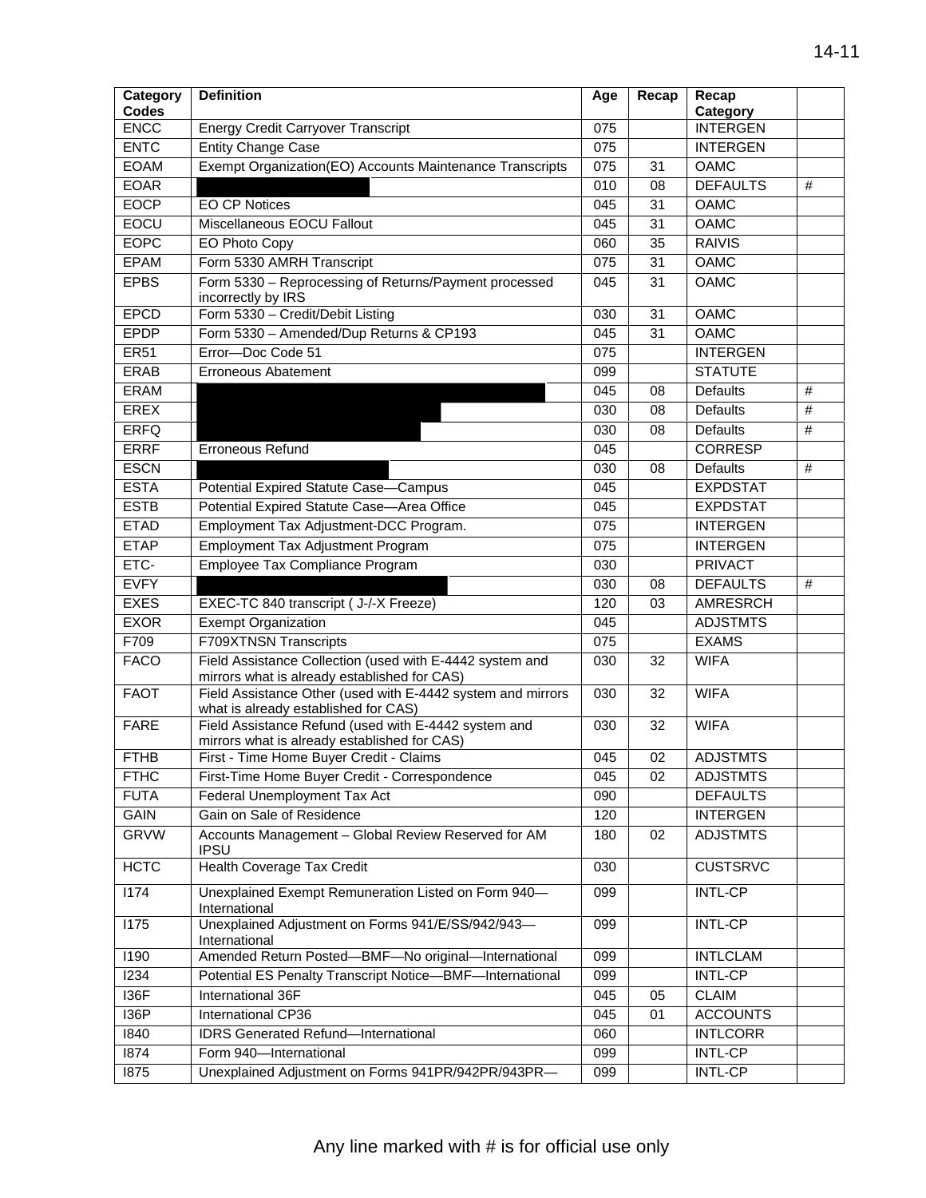| Category Codes | Definition | Age | Recap | Recap Category | |
|---|---|---|---|---|---|
| ENCC | Energy Credit Carryover Transcript | 075 | | INTERGEN | |
| ENTC | Entity Change Case | 075 | | INTERGEN | |
| EOAM | Exempt Organization(EO) Accounts Maintenance Transcripts | 075 | 31 | OAMC | |
| EOAR | | 010 | 08 | DEFAULTS | # |
| EOCP | EO CP Notices | 045 | 31 | OAMC | |
| EOCU | Miscellaneous EOCU Fallout | 045 | 31 | OAMC | |
| EOPC | EO Photo Copy | 060 | 35 | RAIVIS | |
| EPAM | Form 5330 AMRH Transcript | 075 | 31 | OAMC | |
| EPBS | Form 5330 – Reprocessing of Returns/Payment processed incorrectly by IRS | 045 | 31 | OAMC | |
| EPCD | Form 5330 – Credit/Debit Listing | 030 | 31 | OAMC | |
| EPDP | Form 5330 – Amended/Dup Returns & CP193 | 045 | 31 | OAMC | |
| ER51 | Error—Doc Code 51 | 075 | | INTERGEN | |
| ERAB | Erroneous Abatement | 099 | | STATUTE | |
| ERAM | | 045 | 08 | Defaults | # |
| EREX | | 030 | 08 | Defaults | # |
| ERFQ | | 030 | 08 | Defaults | # |
| ERRF | Erroneous Refund | 045 | | CORRESP | |
| ESCN | | 030 | 08 | Defaults | # |
| ESTA | Potential Expired Statute Case—Campus | 045 | | EXPDSTAT | |
| ESTB | Potential Expired Statute Case—Area Office | 045 | | EXPDSTAT | |
| ETAD | Employment Tax Adjustment-DCC Program. | 075 | | INTERGEN | |
| ETAP | Employment Tax Adjustment Program | 075 | | INTERGEN | |
| ETC- | Employee Tax Compliance Program | 030 | | PRIVACT | |
| EVFY | | 030 | 08 | DEFAULTS | # |
| EXES | EXEC-TC 840 transcript ( J-/-X Freeze) | 120 | 03 | AMRESRCH | |
| EXOR | Exempt Organization | 045 | | ADJSTMTS | |
| F709 | F709XTNSN Transcripts | 075 | | EXAMS | |
| FACO | Field Assistance Collection (used with E-4442 system and mirrors what is already established for CAS) | 030 | 32 | WIFA | |
| FAOT | Field Assistance Other (used with E-4442 system and mirrors what is already established for CAS) | 030 | 32 | WIFA | |
| FARE | Field Assistance Refund (used with E-4442 system and mirrors what is already established for CAS) | 030 | 32 | WIFA | |
| FTHB | First - Time Home Buyer Credit - Claims | 045 | 02 | ADJSTMTS | |
| FTHC | First-Time Home Buyer Credit - Correspondence | 045 | 02 | ADJSTMTS | |
| FUTA | Federal Unemployment Tax Act | 090 | | DEFAULTS | |
| GAIN | Gain on Sale of Residence | 120 | | INTERGEN | |
| GRVW | Accounts Management – Global Review Reserved for AM IPSU | 180 | 02 | ADJSTMTS | |
| HCTC | Health Coverage Tax Credit | 030 | | CUSTSRVC | |
| I174 | Unexplained Exempt Remuneration Listed on Form 940—International | 099 | | INTL-CP | |
| I175 | Unexplained Adjustment on Forms 941/E/SS/942/943—International | 099 | | INTL-CP | |
| I190 | Amended Return Posted—BMF—No original—International | 099 | | INTLCLAM | |
| I234 | Potential ES Penalty Transcript Notice—BMF—International | 099 | | INTL-CP | |
| I36F | International 36F | 045 | 05 | CLAIM | |
| I36P | International CP36 | 045 | 01 | ACCOUNTS | |
| I840 | IDRS Generated Refund—International | 060 | | INTLCORR | |
| I874 | Form 940—International | 099 | | INTL-CP | |
| I875 | Unexplained Adjustment on Forms 941PR/942PR/943PR— | 099 | | INTL-CP | |

Any line marked with # is for official use only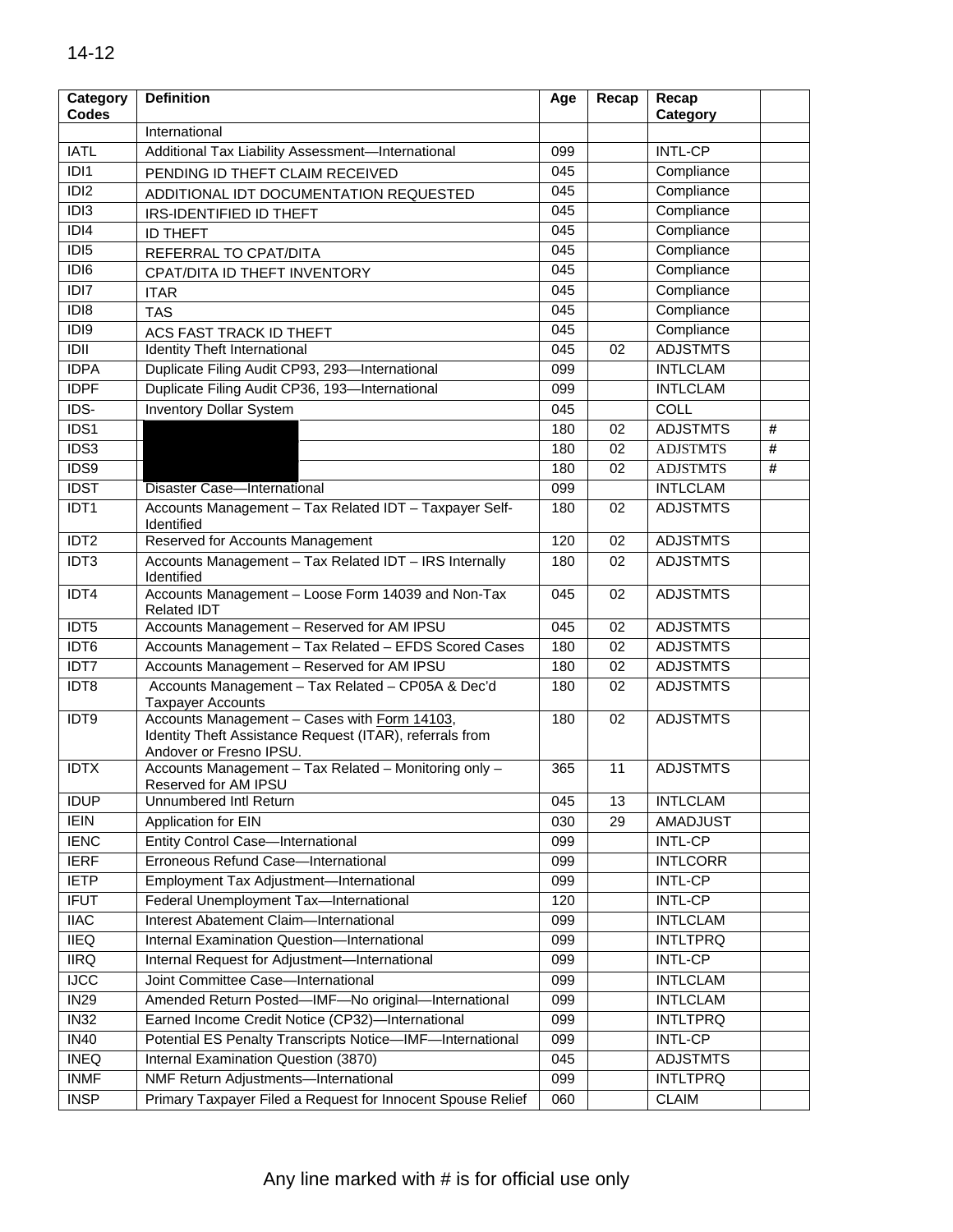| Category Codes | Definition | Age | Recap | Recap Category | |
|---|---|---|---|---|---|
| | International | | | | |
| IATL | Additional Tax Liability Assessment—International | 099 | | INTL-CP | |
| IDI1 | PENDING ID THEFT CLAIM RECEIVED | 045 | | Compliance | |
| IDI2 | ADDITIONAL IDT DOCUMENTATION REQUESTED | 045 | | Compliance | |
| IDI3 | IRS-IDENTIFIED ID THEFT | 045 | | Compliance | |
| IDI4 | ID THEFT | 045 | | Compliance | |
| IDI5 | REFERRAL TO CPAT/DITA | 045 | | Compliance | |
| IDI6 | CPAT/DITA ID THEFT INVENTORY | 045 | | Compliance | |
| IDI7 | ITAR | 045 | | Compliance | |
| IDI8 | TAS | 045 | | Compliance | |
| IDI9 | ACS FAST TRACK ID THEFT | 045 | | Compliance | |
| IDII | Identity Theft International | 045 | 02 | ADJSTMTS | |
| IDPA | Duplicate Filing Audit CP93, 293—International | 099 | | INTLCLAM | |
| IDPF | Duplicate Filing Audit CP36, 193—International | 099 | | INTLCLAM | |
| IDS- | Inventory Dollar System | 045 | | COLL | |
| IDS1 | | 180 | 02 | ADJSTMTS | # |
| IDS3 | | 180 | 02 | ADJSTMTS | # |
| IDS9 | | 180 | 02 | ADJSTMTS | # |
| IDST | Disaster Case—International | 099 | | INTLCLAM | |
| IDT1 | Accounts Management – Tax Related IDT – Taxpayer Self-Identified | 180 | 02 | ADJSTMTS | |
| IDT2 | Reserved for Accounts Management | 120 | 02 | ADJSTMTS | |
| IDT3 | Accounts Management – Tax Related IDT – IRS Internally Identified | 180 | 02 | ADJSTMTS | |
| IDT4 | Accounts Management – Loose Form 14039 and Non-Tax Related IDT | 045 | 02 | ADJSTMTS | |
| IDT5 | Accounts Management – Reserved for AM IPSU | 045 | 02 | ADJSTMTS | |
| IDT6 | Accounts Management – Tax Related – EFDS Scored Cases | 180 | 02 | ADJSTMTS | |
| IDT7 | Accounts Management – Reserved for AM IPSU | 180 | 02 | ADJSTMTS | |
| IDT8 | Accounts Management – Tax Related – CP05A & Dec'd Taxpayer Accounts | 180 | 02 | ADJSTMTS | |
| IDT9 | Accounts Management – Cases with Form 14103, Identity Theft Assistance Request (ITAR), referrals from Andover or Fresno IPSU. | 180 | 02 | ADJSTMTS | |
| IDTX | Accounts Management – Tax Related – Monitoring only – Reserved for AM IPSU | 365 | 11 | ADJSTMTS | |
| IDUP | Unnumbered Intl Return | 045 | 13 | INTLCLAM | |
| IEIN | Application for EIN | 030 | 29 | AMADJUST | |
| IENC | Entity Control Case—International | 099 | | INTL-CP | |
| IERF | Erroneous Refund Case—International | 099 | | INTLCORR | |
| IETP | Employment Tax Adjustment—International | 099 | | INTL-CP | |
| IFUT | Federal Unemployment Tax—International | 120 | | INTL-CP | |
| IIAC | Interest Abatement Claim—International | 099 | | INTLCLAM | |
| IIEQ | Internal Examination Question—International | 099 | | INTLTPRQ | |
| IIRQ | Internal Request for Adjustment—International | 099 | | INTL-CP | |
| IJCC | Joint Committee Case—International | 099 | | INTLCLAM | |
| IN29 | Amended Return Posted—IMF—No original—International | 099 | | INTLCLAM | |
| IN32 | Earned Income Credit Notice (CP32)—International | 099 | | INTLTPRQ | |
| IN40 | Potential ES Penalty Transcripts Notice—IMF—International | 099 | | INTL-CP | |
| INEQ | Internal Examination Question (3870) | 045 | | ADJSTMTS | |
| INMF | NMF Return Adjustments—International | 099 | | INTLTPRQ | |
| INSP | Primary Taxpayer Filed a Request for Innocent Spouse Relief | 060 | | CLAIM | |

Any line marked with # is for official use only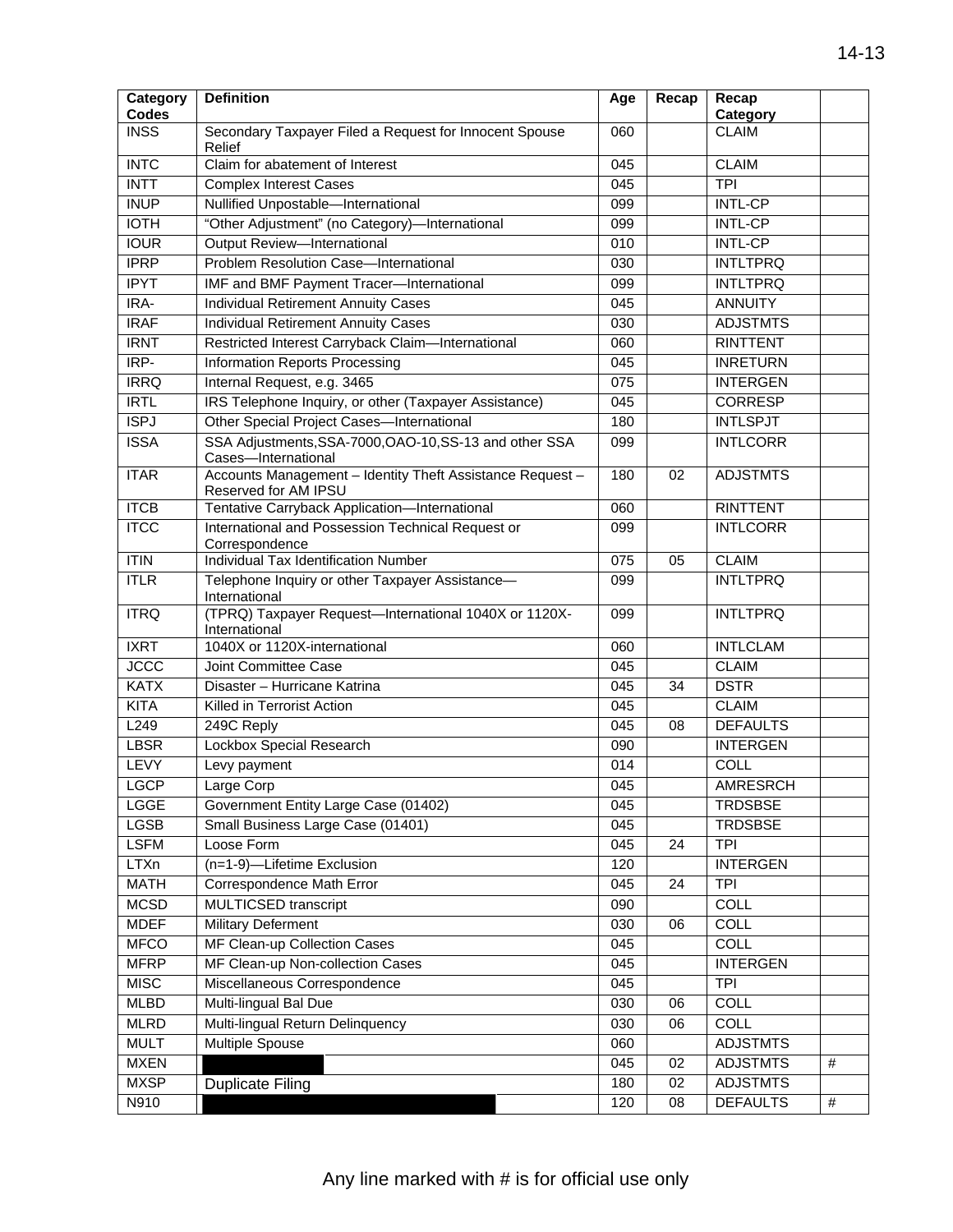| Category Codes | Definition | Age | Recap | Recap Category | |
|---|---|---|---|---|---|
| INSS | Secondary Taxpayer Filed a Request for Innocent Spouse Relief | 060 | | CLAIM | |
| INTC | Claim for abatement of Interest | 045 | | CLAIM | |
| INTT | Complex Interest Cases | 045 | | TPI | |
| INUP | Nullified Unpostable—International | 099 | | INTL-CP | |
| IOTH | “Other Adjustment” (no Category)—International | 099 | | INTL-CP | |
| IOUR | Output Review—International | 010 | | INTL-CP | |
| IPRP | Problem Resolution Case—International | 030 | | INTLTPRQ | |
| IPYT | IMF and BMF Payment Tracer—International | 099 | | INTLTPRQ | |
| IRA- | Individual Retirement Annuity Cases | 045 | | ANNUITY | |
| IRAF | Individual Retirement Annuity Cases | 030 | | ADJSTMTS | |
| IRNT | Restricted Interest Carryback Claim—International | 060 | | RINTTENT | |
| IRP- | Information Reports Processing | 045 | | INRETURN | |
| IRRQ | Internal Request, e.g. 3465 | 075 | | INTERGEN | |
| IRTL | IRS Telephone Inquiry, or other (Taxpayer Assistance) | 045 | | CORRESP | |
| ISPJ | Other Special Project Cases—International | 180 | | INTLSPJT | |
| ISSA | SSA Adjustments,SSA-7000,OAO-10,SS-13 and other SSA Cases—International | 099 | | INTLCORR | |
| ITAR | Accounts Management – Identity Theft Assistance Request – Reserved for AM IPSU | 180 | 02 | ADJSTMTS | |
| ITCB | Tentative Carryback Application—International | 060 | | RINTTENT | |
| ITCC | International and Possession Technical Request or Correspondence | 099 | | INTLCORR | |
| ITIN | Individual Tax Identification Number | 075 | 05 | CLAIM | |
| ITLR | Telephone Inquiry or other Taxpayer Assistance—International | 099 | | INTLTPRQ | |
| ITRQ | (TPRQ) Taxpayer Request—International 1040X or 1120X-International | 099 | | INTLTPRQ | |
| IXRT | 1040X or 1120X-international | 060 | | INTLCLAM | |
| JCCC | Joint Committee Case | 045 | | CLAIM | |
| KATX | Disaster – Hurricane Katrina | 045 | 34 | DSTR | |
| KITA | Killed in Terrorist Action | 045 | | CLAIM | |
| L249 | 249C Reply | 045 | 08 | DEFAULTS | |
| LBSR | Lockbox Special Research | 090 | | INTERGEN | |
| LEVY | Levy payment | 014 | | COLL | |
| LGCP | Large Corp | 045 | | AMRESRCH | |
| LGGE | Government Entity Large Case (01402) | 045 | | TRDSBSE | |
| LGSB | Small Business Large Case (01401) | 045 | | TRDSBSE | |
| LSFM | Loose Form | 045 | 24 | TPI | |
| LTXn | (n=1-9)—Lifetime Exclusion | 120 | | INTERGEN | |
| MATH | Correspondence Math Error | 045 | 24 | TPI | |
| MCSD | MULTICSED transcript | 090 | | COLL | |
| MDEF | Military Deferment | 030 | 06 | COLL | |
| MFCO | MF Clean-up Collection Cases | 045 | | COLL | |
| MFRP | MF Clean-up Non-collection Cases | 045 | | INTERGEN | |
| MISC | Miscellaneous Correspondence | 045 | | TPI | |
| MLBD | Multi-lingual Bal Due | 030 | 06 | COLL | |
| MLRD | Multi-lingual Return Delinquency | 030 | 06 | COLL | |
| MULT | Multiple Spouse | 060 | | ADJSTMTS | |
| MXEN | | 045 | 02 | ADJSTMTS | # |
| MXSP | Duplicate Filing | 180 | 02 | ADJSTMTS | |
| N910 | | 120 | 08 | DEFAULTS | # |

Any line marked with # is for official use only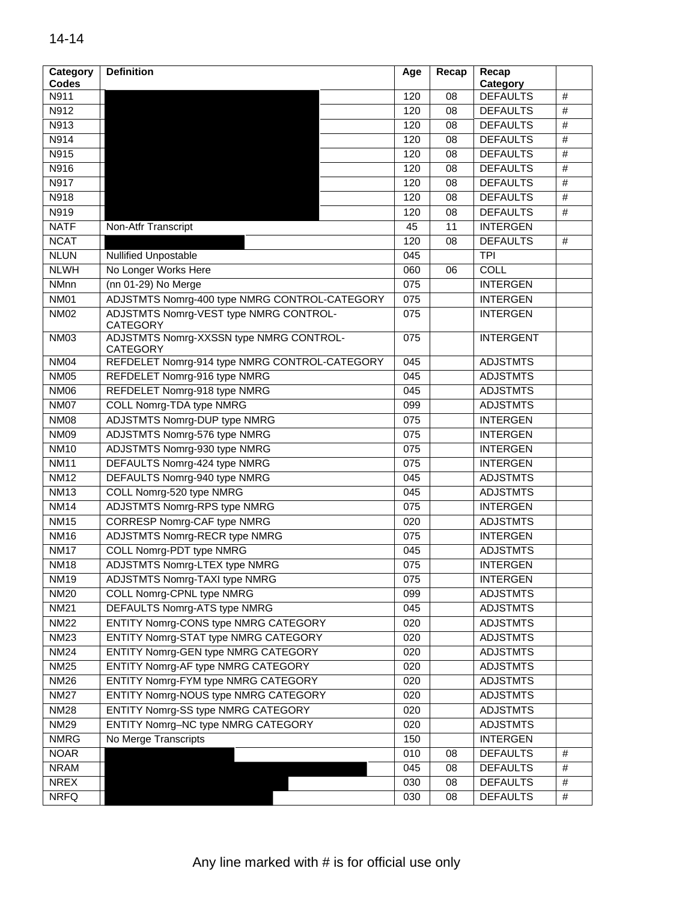| Category Codes | Definition | Age | Recap | Recap Category | |
|---|---|---|---|---|---|
| N911 | | 120 | 08 | DEFAULTS | # |
| N912 | | 120 | 08 | DEFAULTS | # |
| N913 | | 120 | 08 | DEFAULTS | # |
| N914 | | 120 | 08 | DEFAULTS | # |
| N915 | | 120 | 08 | DEFAULTS | # |
| N916 | | 120 | 08 | DEFAULTS | # |
| N917 | | 120 | 08 | DEFAULTS | # |
| N918 | | 120 | 08 | DEFAULTS | # |
| N919 | | 120 | 08 | DEFAULTS | # |
| NATF | Non-Atfr Transcript | 45 | 11 | INTERGEN | |
| NCAT | | 120 | 08 | DEFAULTS | # |
| NLUN | Nullified Unpostable | 045 | | TPI | |
| NLWH | No Longer Works Here | 060 | 06 | COLL | |
| NMnn | (nn 01-29) No Merge | 075 | | INTERGEN | |
| NM01 | ADJSTMTS Nomrg-400 type NMRG CONTROL-CATEGORY | 075 | | INTERGEN | |
| NM02 | ADJSTMTS Nomrg-VEST type NMRG CONTROL-CATEGORY | 075 | | INTERGEN | |
| NM03 | ADJSTMTS Nomrg-XXSSN type NMRG CONTROL-CATEGORY | 075 | | INTERGENT | |
| NM04 | REFDELET Nomrg-914 type NMRG CONTROL-CATEGORY | 045 | | ADJSTMTS | |
| NM05 | REFDELET Nomrg-916 type NMRG | 045 | | ADJSTMTS | |
| NM06 | REFDELET Nomrg-918 type NMRG | 045 | | ADJSTMTS | |
| NM07 | COLL Nomrg-TDA type NMRG | 099 | | ADJSTMTS | |
| NM08 | ADJSTMTS Nomrg-DUP type NMRG | 075 | | INTERGEN | |
| NM09 | ADJSTMTS Nomrg-576 type NMRG | 075 | | INTERGEN | |
| NM10 | ADJSTMTS Nomrg-930 type NMRG | 075 | | INTERGEN | |
| NM11 | DEFAULTS Nomrg-424 type NMRG | 075 | | INTERGEN | |
| NM12 | DEFAULTS Nomrg-940 type NMRG | 045 | | ADJSTMTS | |
| NM13 | COLL Nomrg-520 type NMRG | 045 | | ADJSTMTS | |
| NM14 | ADJSTMTS Nomrg-RPS type NMRG | 075 | | INTERGEN | |
| NM15 | CORRESP Nomrg-CAF type NMRG | 020 | | ADJSTMTS | |
| NM16 | ADJSTMTS Nomrg-RECR type NMRG | 075 | | INTERGEN | |
| NM17 | COLL Nomrg-PDT type NMRG | 045 | | ADJSTMTS | |
| NM18 | ADJSTMTS Nomrg-LTEX type NMRG | 075 | | INTERGEN | |
| NM19 | ADJSTMTS Nomrg-TAXI type NMRG | 075 | | INTERGEN | |
| NM20 | COLL Nomrg-CPNL type NMRG | 099 | | ADJSTMTS | |
| NM21 | DEFAULTS Nomrg-ATS type NMRG | 045 | | ADJSTMTS | |
| NM22 | ENTITY Nomrg-CONS type NMRG CATEGORY | 020 | | ADJSTMTS | |
| NM23 | ENTITY Nomrg-STAT type NMRG CATEGORY | 020 | | ADJSTMTS | |
| NM24 | ENTITY Nomrg-GEN type NMRG CATEGORY | 020 | | ADJSTMTS | |
| NM25 | ENTITY Nomrg-AF type NMRG CATEGORY | 020 | | ADJSTMTS | |
| NM26 | ENTITY Nomrg-FYM type NMRG CATEGORY | 020 | | ADJSTMTS | |
| NM27 | ENTITY Nomrg-NOUS type NMRG CATEGORY | 020 | | ADJSTMTS | |
| NM28 | ENTITY Nomrg-SS type NMRG CATEGORY | 020 | | ADJSTMTS | |
| NM29 | ENTITY Nomrg–NC type NMRG CATEGORY | 020 | | ADJSTMTS | |
| NMRG | No Merge Transcripts | 150 | | INTERGEN | |
| NOAR | | 010 | 08 | DEFAULTS | # |
| NRAM | | 045 | 08 | DEFAULTS | # |
| NREX | | 030 | 08 | DEFAULTS | # |
| NRFQ | | 030 | 08 | DEFAULTS | # |

Any line marked with # is for official use only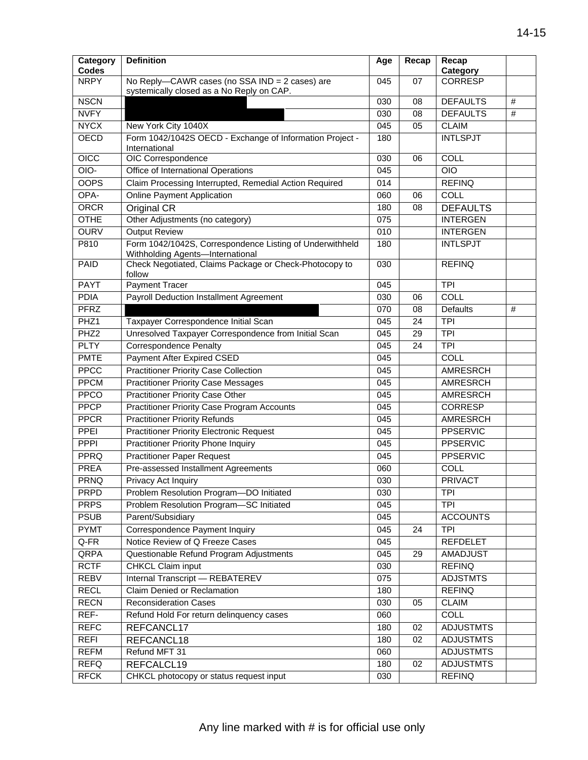| Category Codes | Definition | Age | Recap | Recap Category | |
|---|---|---|---|---|---|
| NRPY | No Reply—CAWR cases (no SSA IND = 2 cases) are systemically closed as a No Reply on CAP. | 045 | 07 | CORRESP | |
| NSCN | | 030 | 08 | DEFAULTS | # |
| NVFY | | 030 | 08 | DEFAULTS | # |
| NYCX | New York City 1040X | 045 | 05 | CLAIM | |
| OECD | Form 1042/1042S OECD - Exchange of Information Project - International | 180 | | INTLSPJT | |
| OICC | OIC Correspondence | 030 | 06 | COLL | |
| OIO- | Office of International Operations | 045 | | OIO | |
| OOPS | Claim Processing Interrupted, Remedial Action Required | 014 | | REFINQ | |
| OPA- | Online Payment Application | 060 | 06 | COLL | |
| ORCR | Original CR | 180 | 08 | DEFAULTS | |
| OTHE | Other Adjustments (no category) | 075 | | INTERGEN | |
| OURV | Output Review | 010 | | INTERGEN | |
| P810 | Form 1042/1042S, Correspondence Listing of Underwithheld Withholding Agents—International | 180 | | INTLSPJT | |
| PAID | Check Negotiated, Claims Package or Check-Photocopy to follow | 030 | | REFINQ | |
| PAYT | Payment Tracer | 045 | | TPI | |
| PDIA | Payroll Deduction Installment Agreement | 030 | 06 | COLL | |
| PFRZ | | 070 | 08 | Defaults | # |
| PHZ1 | Taxpayer Correspondence Initial Scan | 045 | 24 | TPI | |
| PHZ2 | Unresolved Taxpayer Correspondence from Initial Scan | 045 | 29 | TPI | |
| PLTY | Correspondence Penalty | 045 | 24 | TPI | |
| PMTE | Payment After Expired CSED | 045 | | COLL | |
| PPCC | Practitioner Priority Case Collection | 045 | | AMRESRCH | |
| PPCM | Practitioner Priority Case Messages | 045 | | AMRESRCH | |
| PPCO | Practitioner Priority Case Other | 045 | | AMRESRCH | |
| PPCP | Practitioner Priority Case Program Accounts | 045 | | CORRESP | |
| PPCR | Practitioner Priority Refunds | 045 | | AMRESRCH | |
| PPEI | Practitioner Priority Electronic Request | 045 | | PPSERVIC | |
| PPPI | Practitioner Priority Phone Inquiry | 045 | | PPSERVIC | |
| PPRQ | Practitioner Paper Request | 045 | | PPSERVIC | |
| PREA | Pre-assessed Installment Agreements | 060 | | COLL | |
| PRNQ | Privacy Act Inquiry | 030 | | PRIVACT | |
| PRPD | Problem Resolution Program—DO Initiated | 030 | | TPI | |
| PRPS | Problem Resolution Program—SC Initiated | 045 | | TPI | |
| PSUB | Parent/Subsidiary | 045 | | ACCOUNTS | |
| PYMT | Correspondence Payment Inquiry | 045 | 24 | TPI | |
| Q-FR | Notice Review of Q Freeze Cases | 045 | | REFDELET | |
| QRPA | Questionable Refund Program Adjustments | 045 | 29 | AMADJUST | |
| RCTF | CHKCL Claim input | 030 | | REFINQ | |
| REBV | Internal Transcript — REBATEREV | 075 | | ADJSTMTS | |
| RECL | Claim Denied or Reclamation | 180 | | REFINQ | |
| RECN | Reconsideration Cases | 030 | 05 | CLAIM | |
| REF- | Refund Hold For return delinquency cases | 060 | | COLL | |
| REFC | REFCANCL17 | 180 | 02 | ADJUSTMTS | |
| REFI | REFCANCL18 | 180 | 02 | ADJUSTMTS | |
| REFM | Refund MFT 31 | 060 | | ADJUSTMTS | |
| REFQ | REFCALCL19 | 180 | 02 | ADJUSTMTS | |
| RFCK | CHKCL photocopy or status request input | 030 | | REFINQ | |

Any line marked with # is for official use only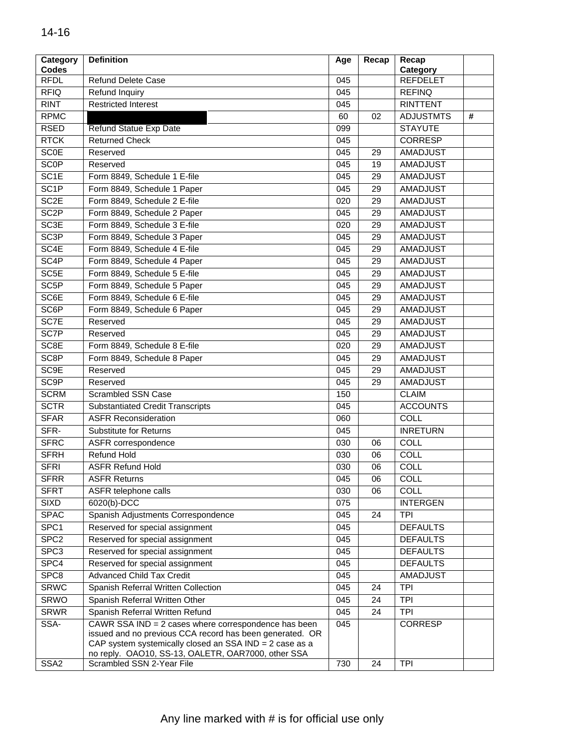| Category Codes | Definition | Age | Recap | Recap Category | |
|---|---|---|---|---|---|
| RFDL | Refund Delete Case | 045 | | REFDELET | |
| RFIQ | Refund Inquiry | 045 | | REFINQ | |
| RINT | Restricted Interest | 045 | | RINTTENT | |
| RPMC | | 60 | 02 | ADJUSTMTS | # |
| RSED | Refund Statue Exp Date | 099 | | STAYUTE | |
| RTCK | Returned Check | 045 | | CORRESP | |
| SC0E | Reserved | 045 | 29 | AMADJUST | |
| SC0P | Reserved | 045 | 19 | AMADJUST | |
| SC1E | Form 8849, Schedule 1 E-file | 045 | 29 | AMADJUST | |
| SC1P | Form 8849, Schedule 1 Paper | 045 | 29 | AMADJUST | |
| SC2E | Form 8849, Schedule 2 E-file | 020 | 29 | AMADJUST | |
| SC2P | Form 8849, Schedule 2 Paper | 045 | 29 | AMADJUST | |
| SC3E | Form 8849, Schedule 3 E-file | 020 | 29 | AMADJUST | |
| SC3P | Form 8849, Schedule 3 Paper | 045 | 29 | AMADJUST | |
| SC4E | Form 8849, Schedule 4 E-file | 045 | 29 | AMADJUST | |
| SC4P | Form 8849, Schedule 4 Paper | 045 | 29 | AMADJUST | |
| SC5E | Form 8849, Schedule 5 E-file | 045 | 29 | AMADJUST | |
| SC5P | Form 8849, Schedule 5 Paper | 045 | 29 | AMADJUST | |
| SC6E | Form 8849, Schedule 6 E-file | 045 | 29 | AMADJUST | |
| SC6P | Form 8849, Schedule 6 Paper | 045 | 29 | AMADJUST | |
| SC7E | Reserved | 045 | 29 | AMADJUST | |
| SC7P | Reserved | 045 | 29 | AMADJUST | |
| SC8E | Form 8849, Schedule 8 E-file | 020 | 29 | AMADJUST | |
| SC8P | Form 8849, Schedule 8 Paper | 045 | 29 | AMADJUST | |
| SC9E | Reserved | 045 | 29 | AMADJUST | |
| SC9P | Reserved | 045 | 29 | AMADJUST | |
| SCRM | Scrambled SSN Case | 150 | | CLAIM | |
| SCTR | Substantiated Credit Transcripts | 045 | | ACCOUNTS | |
| SFAR | ASFR Reconsideration | 060 | | COLL | |
| SFR- | Substitute for Returns | 045 | | INRETURN | |
| SFRC | ASFR correspondence | 030 | 06 | COLL | |
| SFRH | Refund Hold | 030 | 06 | COLL | |
| SFRI | ASFR Refund Hold | 030 | 06 | COLL | |
| SFRR | ASFR Returns | 045 | 06 | COLL | |
| SFRT | ASFR telephone calls | 030 | 06 | COLL | |
| SIXD | 6020(b)-DCC | 075 | | INTERGEN | |
| SPAC | Spanish Adjustments Correspondence | 045 | 24 | TPI | |
| SPC1 | Reserved for special assignment | 045 | | DEFAULTS | |
| SPC2 | Reserved for special assignment | 045 | | DEFAULTS | |
| SPC3 | Reserved for special assignment | 045 | | DEFAULTS | |
| SPC4 | Reserved for special assignment | 045 | | DEFAULTS | |
| SPC8 | Advanced Child Tax Credit | 045 | | AMADJUST | |
| SRWC | Spanish Referral Written Collection | 045 | 24 | TPI | |
| SRWO | Spanish Referral Written Other | 045 | 24 | TPI | |
| SRWR | Spanish Referral Written Refund | 045 | 24 | TPI | |
| SSA- | CAWR SSA IND = 2 cases where correspondence has been issued and no previous CCA record has been generated. OR CAP system systemically closed an SSA IND = 2 case as a no reply. OAO10, SS-13, OALETR, OAR7000, other SSA | 045 | | CORRESP | |
| SSA2 | Scrambled SSN 2-Year File | 730 | 24 | TPI | |

Any line marked with # is for official use only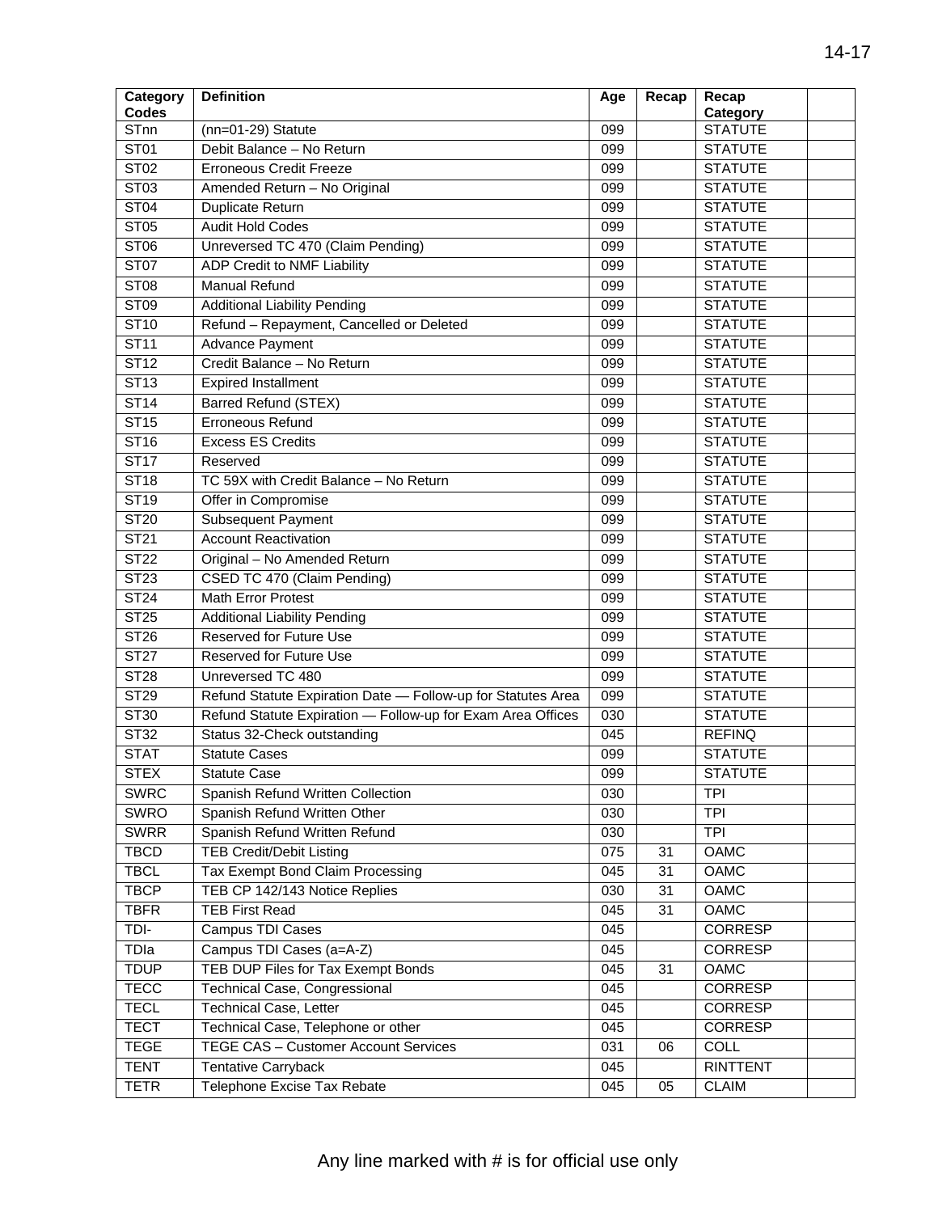| Category Codes | Definition | Age | Recap | Recap Category | |
|---|---|---|---|---|---|
| STnn | (nn=01-29) Statute | 099 | | STATUTE | |
| ST01 | Debit Balance – No Return | 099 | | STATUTE | |
| ST02 | Erroneous Credit Freeze | 099 | | STATUTE | |
| ST03 | Amended Return – No Original | 099 | | STATUTE | |
| ST04 | Duplicate Return | 099 | | STATUTE | |
| ST05 | Audit Hold Codes | 099 | | STATUTE | |
| ST06 | Unreversed TC 470 (Claim Pending) | 099 | | STATUTE | |
| ST07 | ADP Credit to NMF Liability | 099 | | STATUTE | |
| ST08 | Manual Refund | 099 | | STATUTE | |
| ST09 | Additional Liability Pending | 099 | | STATUTE | |
| ST10 | Refund – Repayment, Cancelled or Deleted | 099 | | STATUTE | |
| ST11 | Advance Payment | 099 | | STATUTE | |
| ST12 | Credit Balance – No Return | 099 | | STATUTE | |
| ST13 | Expired Installment | 099 | | STATUTE | |
| ST14 | Barred Refund (STEX) | 099 | | STATUTE | |
| ST15 | Erroneous Refund | 099 | | STATUTE | |
| ST16 | Excess ES Credits | 099 | | STATUTE | |
| ST17 | Reserved | 099 | | STATUTE | |
| ST18 | TC 59X with Credit Balance – No Return | 099 | | STATUTE | |
| ST19 | Offer in Compromise | 099 | | STATUTE | |
| ST20 | Subsequent Payment | 099 | | STATUTE | |
| ST21 | Account Reactivation | 099 | | STATUTE | |
| ST22 | Original – No Amended Return | 099 | | STATUTE | |
| ST23 | CSED TC 470 (Claim Pending) | 099 | | STATUTE | |
| ST24 | Math Error Protest | 099 | | STATUTE | |
| ST25 | Additional Liability Pending | 099 | | STATUTE | |
| ST26 | Reserved for Future Use | 099 | | STATUTE | |
| ST27 | Reserved for Future Use | 099 | | STATUTE | |
| ST28 | Unreversed TC 480 | 099 | | STATUTE | |
| ST29 | Refund Statute Expiration Date — Follow-up for Statutes Area | 099 | | STATUTE | |
| ST30 | Refund Statute Expiration — Follow-up for Exam Area Offices | 030 | | STATUTE | |
| ST32 | Status 32-Check outstanding | 045 | | REFINQ | |
| STAT | Statute Cases | 099 | | STATUTE | |
| STEX | Statute Case | 099 | | STATUTE | |
| SWRC | Spanish Refund Written Collection | 030 | | TPI | |
| SWRO | Spanish Refund Written Other | 030 | | TPI | |
| SWRR | Spanish Refund Written Refund | 030 | | TPI | |
| TBCD | TEB Credit/Debit Listing | 075 | 31 | OAMC | |
| TBCL | Tax Exempt Bond Claim Processing | 045 | 31 | OAMC | |
| TBCP | TEB CP 142/143 Notice Replies | 030 | 31 | OAMC | |
| TBFR | TEB First Read | 045 | 31 | OAMC | |
| TDI- | Campus TDI Cases | 045 | | CORRESP | |
| TDIa | Campus TDI Cases (a=A-Z) | 045 | | CORRESP | |
| TDUP | TEB DUP Files for Tax Exempt Bonds | 045 | 31 | OAMC | |
| TECC | Technical Case, Congressional | 045 | | CORRESP | |
| TECL | Technical Case, Letter | 045 | | CORRESP | |
| TECT | Technical Case, Telephone or other | 045 | | CORRESP | |
| TEGE | TEGE CAS – Customer Account Services | 031 | 06 | COLL | |
| TENT | Tentative Carryback | 045 | | RINTTENT | |
| TETR | Telephone Excise Tax Rebate | 045 | 05 | CLAIM | |

Any line marked with # is for official use only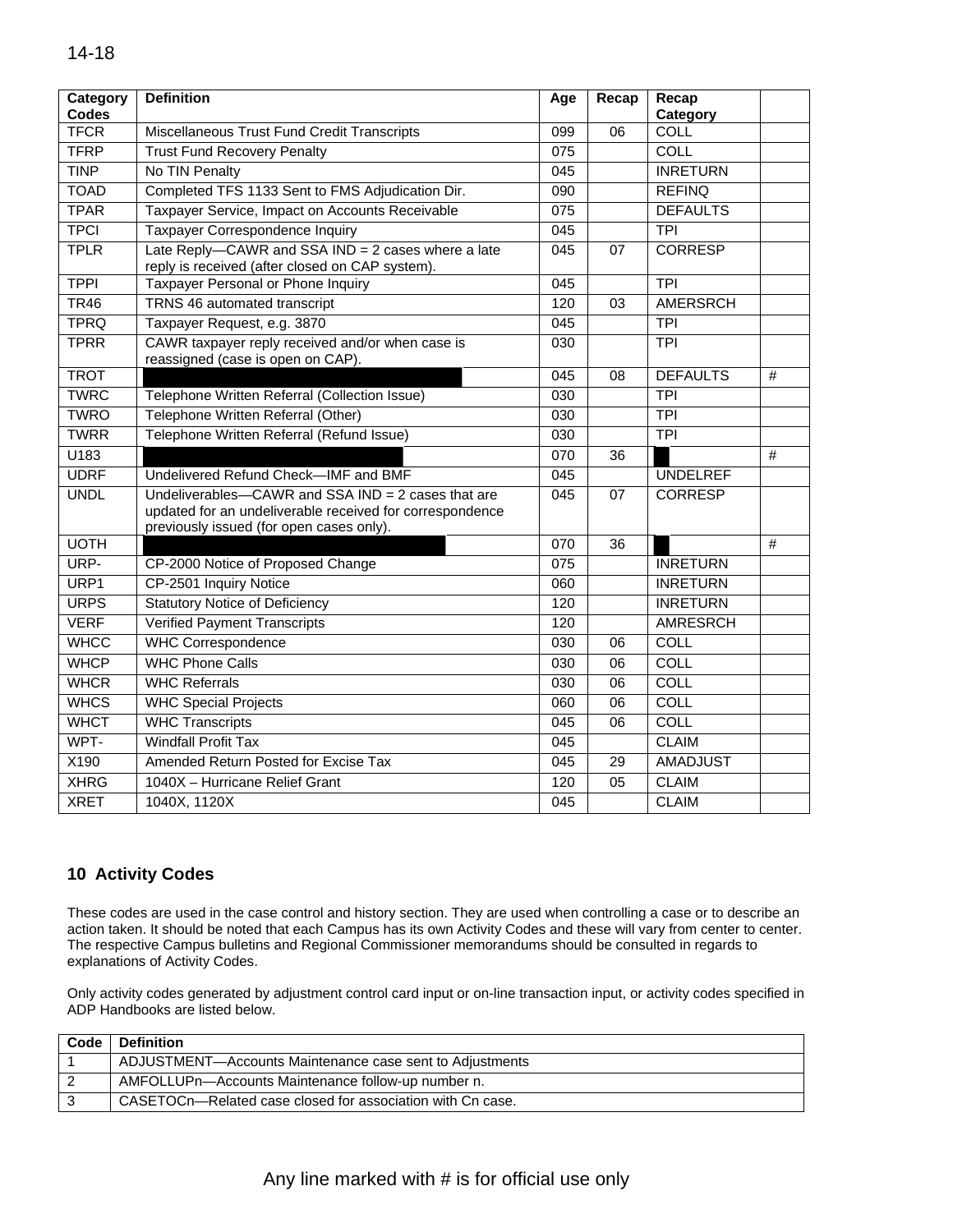| Category Codes | Definition | Age | Recap | Recap Category | |
|---|---|---|---|---|---|
| TFCR | Miscellaneous Trust Fund Credit Transcripts | 099 | 06 | COLL | |
| TFRP | Trust Fund Recovery Penalty | 075 | | COLL | |
| TINP | No TIN Penalty | 045 | | INRETURN | |
| TOAD | Completed TFS 1133 Sent to FMS Adjudication Dir. | 090 | | REFINQ | |
| TPAR | Taxpayer Service, Impact on Accounts Receivable | 075 | | DEFAULTS | |
| TPCI | Taxpayer Correspondence Inquiry | 045 | | TPI | |
| TPLR | Late Reply—CAWR and SSA IND = 2 cases where a late reply is received (after closed on CAP system). | 045 | 07 | CORRESP | |
| TPPI | Taxpayer Personal or Phone Inquiry | 045 | | TPI | |
| TR46 | TRNS 46 automated transcript | 120 | 03 | AMERSRCH | |
| TPRQ | Taxpayer Request, e.g. 3870 | 045 | | TPI | |
| TPRR | CAWR taxpayer reply received and/or when case is reassigned (case is open on CAP). | 030 | | TPI | |
| TROT | | 045 | 08 | DEFAULTS | # |
| TWRC | Telephone Written Referral (Collection Issue) | 030 | | TPI | |
| TWRO | Telephone Written Referral (Other) | 030 | | TPI | |
| TWRR | Telephone Written Referral (Refund Issue) | 030 | | TPI | |
| U183 | | 070 | 36 | | # |
| UDRF | Undelivered Refund Check—IMF and BMF | 045 | | UNDELREF | |
| UNDL | Undeliverables—CAWR and SSA IND = 2 cases that are updated for an undeliverable received for correspondence previously issued (for open cases only). | 045 | 07 | CORRESP | |
| UOTH | | 070 | 36 | | # |
| URP- | CP-2000 Notice of Proposed Change | 075 | | INRETURN | |
| URP1 | CP-2501 Inquiry Notice | 060 | | INRETURN | |
| URPS | Statutory Notice of Deficiency | 120 | | INRETURN | |
| VERF | Verified Payment Transcripts | 120 | | AMRESRCH | |
| WHCC | WHC Correspondence | 030 | 06 | COLL | |
| WHCP | WHC Phone Calls | 030 | 06 | COLL | |
| WHCR | WHC Referrals | 030 | 06 | COLL | |
| WHCS | WHC Special Projects | 060 | 06 | COLL | |
| WHCT | WHC Transcripts | 045 | 06 | COLL | |
| WPT- | Windfall Profit Tax | 045 | | CLAIM | |
| X190 | Amended Return Posted for Excise Tax | 045 | 29 | AMADJUST | |
| XHRG | 1040X – Hurricane Relief Grant | 120 | 05 | CLAIM | |
| XRET | 1040X, 1120X | 045 | | CLAIM | |

## 10 Activity Codes

These codes are used in the case control and history section. They are used when controlling a case or to describe an action taken. It should be noted that each Campus has its own Activity Codes and these will vary from center to center. The respective Campus bulletins and Regional Commissioner memorandums should be consulted in regards to explanations of Activity Codes.

Only activity codes generated by adjustment control card input or on-line transaction input, or activity codes specified in ADP Handbooks are listed below.

| Code | Definition |
|---|---|
| 1 | ADJUSTMENT—Accounts Maintenance case sent to Adjustments |
| 2 | AMFOLLUPn—Accounts Maintenance follow-up number n. |
| 3 | CASETOCn—Related case closed for association with Cn case. |

Any line marked with # is for official use only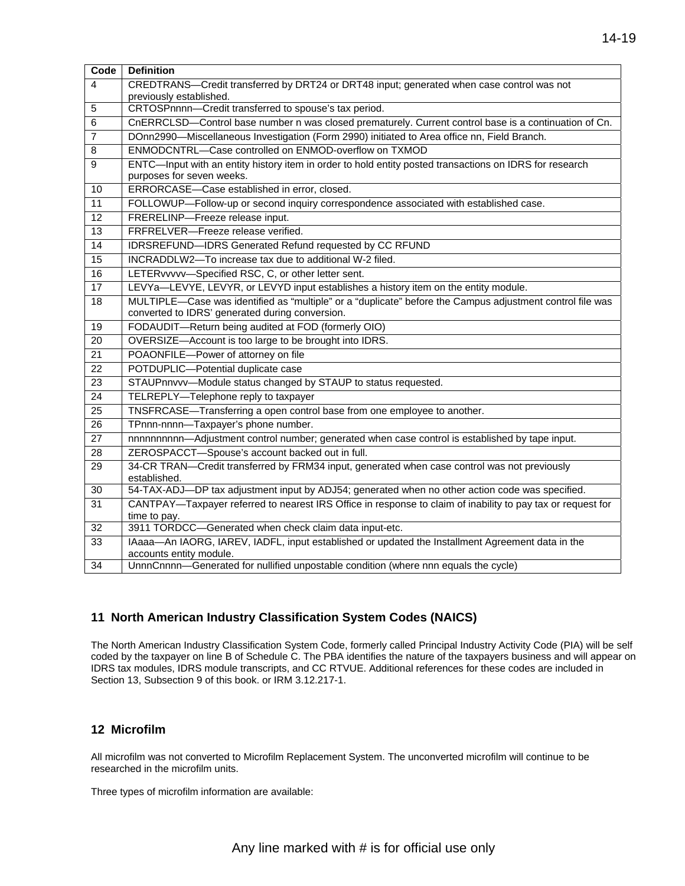| Code | Definition |
| --- | --- |
| 4 | CREDTRANS—Credit transferred by DRT24 or DRT48 input; generated when case control was not previously established. |
| 5 | CRTOSPnnnn—Credit transferred to spouse's tax period. |
| 6 | CnERRCLSD—Control base number n was closed prematurely. Current control base is a continuation of Cn. |
| 7 | DOnn2990—Miscellaneous Investigation (Form 2990) initiated to Area office nn, Field Branch. |
| 8 | ENMODCNTRL—Case controlled on ENMOD-overflow on TXMOD |
| 9 | ENTC—Input with an entity history item in order to hold entity posted transactions on IDRS for research purposes for seven weeks. |
| 10 | ERRORCASE—Case established in error, closed. |
| 11 | FOLLOWUP—Follow-up or second inquiry correspondence associated with established case. |
| 12 | FRERELINP—Freeze release input. |
| 13 | FRFRELVER—Freeze release verified. |
| 14 | IDRSREFUND—IDRS Generated Refund requested by CC RFUND |
| 15 | INCRADDLW2—To increase tax due to additional W-2 filed. |
| 16 | LETERvvvvv—Specified RSC, C, or other letter sent. |
| 17 | LEVYa—LEVYE, LEVYR, or LEVYD input establishes a history item on the entity module. |
| 18 | MULTIPLE—Case was identified as "multiple" or a "duplicate" before the Campus adjustment control file was converted to IDRS' generated during conversion. |
| 19 | FODAUDIT—Return being audited at FOD (formerly OIO) |
| 20 | OVERSIZE—Account is too large to be brought into IDRS. |
| 21 | POAONFILE—Power of attorney on file |
| 22 | POTDUPLIC—Potential duplicate case |
| 23 | STAUPnnvvv—Module status changed by STAUP to status requested. |
| 24 | TELREPLY—Telephone reply to taxpayer |
| 25 | TNSFRCASE—Transferring a open control base from one employee to another. |
| 26 | TPnnn-nnnn—Taxpayer's phone number. |
| 27 | nnnnnnnnnn—Adjustment control number; generated when case control is established by tape input. |
| 28 | ZEROSPACCT—Spouse's account backed out in full. |
| 29 | 34-CR TRAN—Credit transferred by FRM34 input, generated when case control was not previously established. |
| 30 | 54-TAX-ADJ—DP tax adjustment input by ADJ54; generated when no other action code was specified. |
| 31 | CANTPAY—Taxpayer referred to nearest IRS Office in response to claim of inability to pay tax or request for time to pay. |
| 32 | 3911 TORDCC—Generated when check claim data input-etc. |
| 33 | IAaaa—An IAORG, IAREV, IADFL, input established or updated the Installment Agreement data in the accounts entity module. |
| 34 | UnnnCnnnn—Generated for nullified unpostable condition (where nnn equals the cycle) |

## 11 North American Industry Classification System Codes (NAICS)

The North American Industry Classification System Code, formerly called Principal Industry Activity Code (PIA) will be self coded by the taxpayer on line B of Schedule C. The PBA identifies the nature of the taxpayers business and will appear on IDRS tax modules, IDRS module transcripts, and CC RTVUE. Additional references for these codes are included in Section 13, Subsection 9 of this book. or IRM 3.12.217-1.

## 12 Microfilm

All microfilm was not converted to Microfilm Replacement System. The unconverted microfilm will continue to be researched in the microfilm units.

Three types of microfilm information are available:

Any line marked with # is for official use only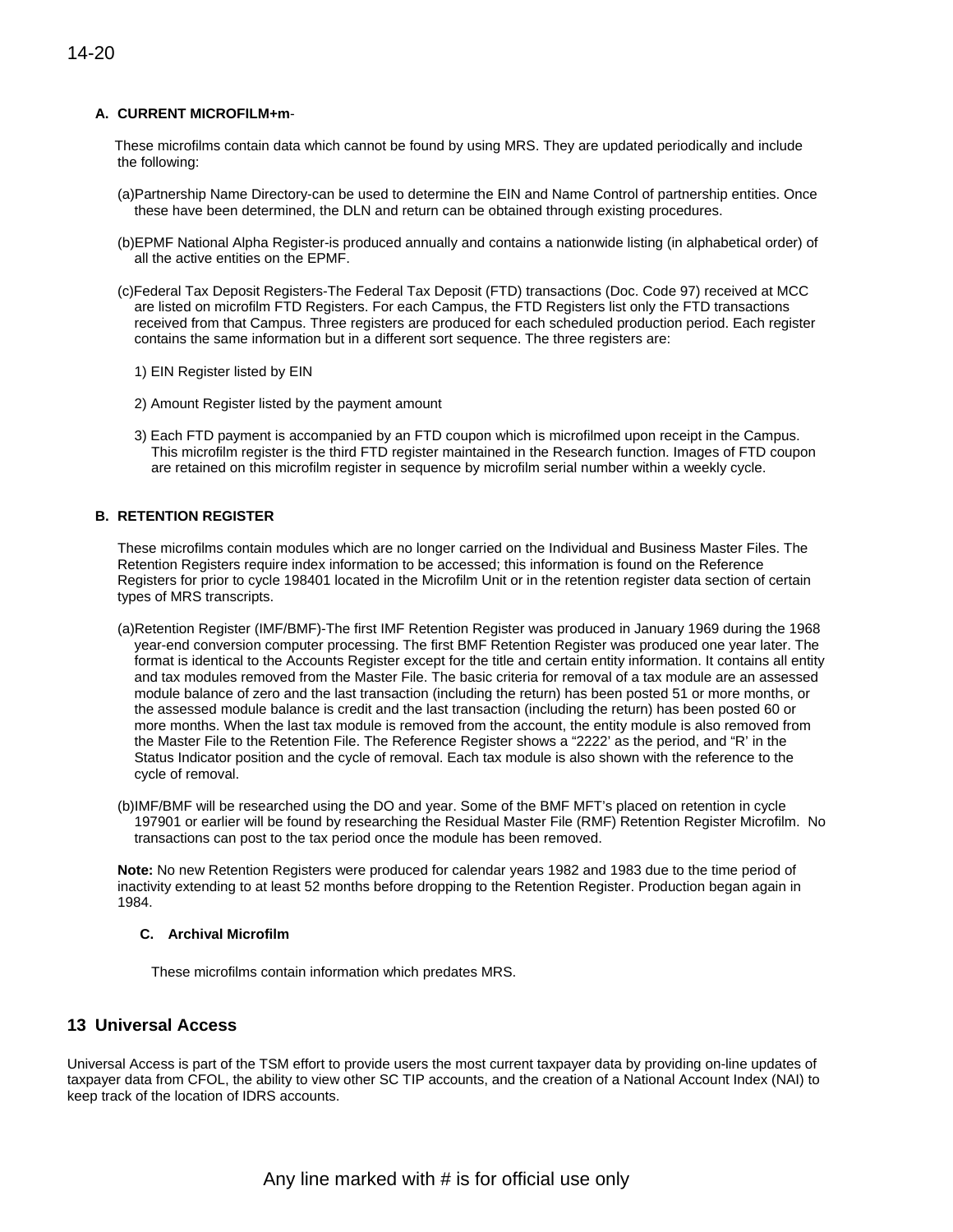**A. CURRENT MICROFILM+m-**

These microfilms contain data which cannot be found by using MRS. They are updated periodically and include the following:

(a)Partnership Name Directory-can be used to determine the EIN and Name Control of partnership entities. Once these have been determined, the DLN and return can be obtained through existing procedures.

(b)EPMF National Alpha Register-is produced annually and contains a nationwide listing (in alphabetical order) of all the active entities on the EPMF.

(c)Federal Tax Deposit Registers-The Federal Tax Deposit (FTD) transactions (Doc. Code 97) received at MCC are listed on microfilm FTD Registers. For each Campus, the FTD Registers list only the FTD transactions received from that Campus. Three registers are produced for each scheduled production period. Each register contains the same information but in a different sort sequence. The three registers are:

1) EIN Register listed by EIN

2) Amount Register listed by the payment amount

3) Each FTD payment is accompanied by an FTD coupon which is microfilmed upon receipt in the Campus. This microfilm register is the third FTD register maintained in the Research function. Images of FTD coupon are retained on this microfilm register in sequence by microfilm serial number within a weekly cycle.

**B. RETENTION REGISTER**

These microfilms contain modules which are no longer carried on the Individual and Business Master Files. The Retention Registers require index information to be accessed; this information is found on the Reference Registers for prior to cycle 198401 located in the Microfilm Unit or in the retention register data section of certain types of MRS transcripts.

(a)Retention Register (IMF/BMF)-The first IMF Retention Register was produced in January 1969 during the 1968 year-end conversion computer processing. The first BMF Retention Register was produced one year later. The format is identical to the Accounts Register except for the title and certain entity information. It contains all entity and tax modules removed from the Master File. The basic criteria for removal of a tax module are an assessed module balance of zero and the last transaction (including the return) has been posted 51 or more months, or the assessed module balance is credit and the last transaction (including the return) has been posted 60 or more months. When the last tax module is removed from the account, the entity module is also removed from the Master File to the Retention File. The Reference Register shows a "2222' as the period, and "R' in the Status Indicator position and the cycle of removal. Each tax module is also shown with the reference to the cycle of removal.

(b)IMF/BMF will be researched using the DO and year. Some of the BMF MFT's placed on retention in cycle 197901 or earlier will be found by researching the Residual Master File (RMF) Retention Register Microfilm. No transactions can post to the tax period once the module has been removed.

**Note:** No new Retention Registers were produced for calendar years 1982 and 1983 due to the time period of inactivity extending to at least 52 months before dropping to the Retention Register. Production began again in 1984.

**C. Archival Microfilm**

These microfilms contain information which predates MRS.

## 13 Universal Access

Universal Access is part of the TSM effort to provide users the most current taxpayer data by providing on-line updates of taxpayer data from CFOL, the ability to view other SC TIP accounts, and the creation of a National Account Index (NAI) to keep track of the location of IDRS accounts.

Any line marked with # is for official use only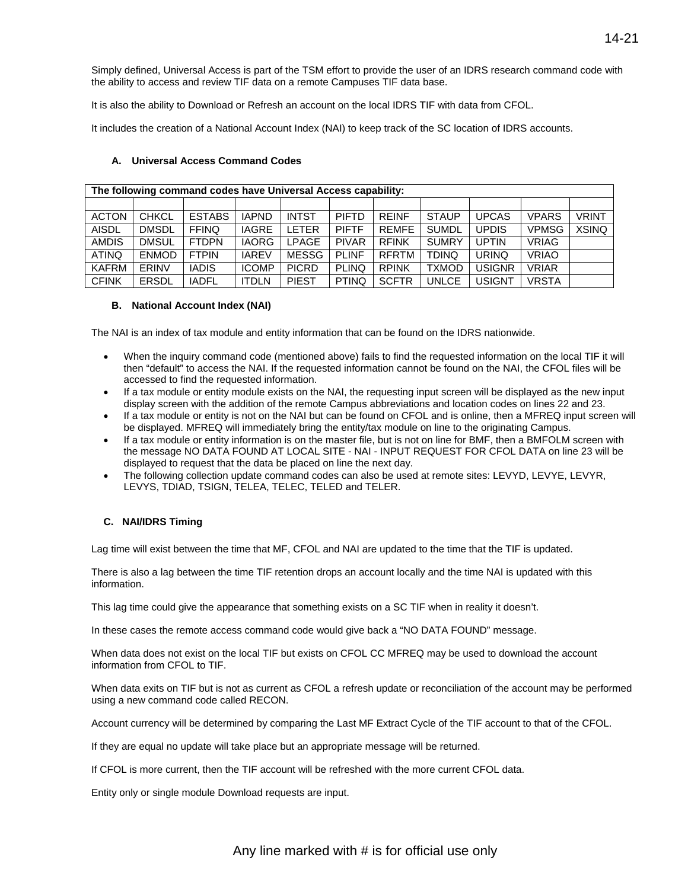Simply defined, Universal Access is part of the TSM effort to provide the user of an IDRS research command code with the ability to access and review TIF data on a remote Campuses TIF data base.

It is also the ability to Download or Refresh an account on the local IDRS TIF with data from CFOL.

It includes the creation of a National Account Index (NAI) to keep track of the SC location of IDRS accounts.

### A. Universal Access Command Codes

| The following command codes have Universal Access capability: | | | | | | | | | | |
|---|---|---|---|---|---|---|---|---|---|---|
| | | | | | | | | | | |
| ACTON | CHKCL | ESTABS | IAPND | INTST | PIFTD | REINF | STAUP | UPCAS | VPARS | VRINT |
| AISDL | DMSDL | FFINQ | IAGRE | LETER | PIFTF | REMFE | SUMDL | UPDIS | VPMSG | XSINQ |
| AMDIS | DMSUL | FTDPN | IAORG | LPAGE | PIVAR | RFINK | SUMRY | UPTIN | VRIAG | |
| ATINQ | ENMOD | FTPIN | IAREV | MESSG | PLINF | RFRTM | TDINQ | URINQ | VRIAO | |
| KAFRM | ERINV | IADIS | ICOMP | PICRD | PLINQ | RPINK | TXMOD | USIGNR | VRIAR | |
| CFINK | ERSDL | IADFL | ITDLN | PIEST | PTINQ | SCFTR | UNLCE | USIGNT | VRSTA | |

### B. National Account Index (NAI)

The NAI is an index of tax module and entity information that can be found on the IDRS nationwide.

- When the inquiry command code (mentioned above) fails to find the requested information on the local TIF it will then "default" to access the NAI. If the requested information cannot be found on the NAI, the CFOL files will be accessed to find the requested information.
- If a tax module or entity module exists on the NAI, the requesting input screen will be displayed as the new input display screen with the addition of the remote Campus abbreviations and location codes on lines 22 and 23.
- If a tax module or entity is not on the NAI but can be found on CFOL and is online, then a MFREQ input screen will be displayed. MFREQ will immediately bring the entity/tax module on line to the originating Campus.
- If a tax module or entity information is on the master file, but is not on line for BMF, then a BMFOLM screen with the message NO DATA FOUND AT LOCAL SITE - NAI - INPUT REQUEST FOR CFOL DATA on line 23 will be displayed to request that the data be placed on line the next day.
- The following collection update command codes can also be used at remote sites: LEVYD, LEVYE, LEVYR, LEVYS, TDIAD, TSIGN, TELEA, TELEC, TELED and TELER.

### C. NAI/IDRS Timing

Lag time will exist between the time that MF, CFOL and NAI are updated to the time that the TIF is updated.

There is also a lag between the time TIF retention drops an account locally and the time NAI is updated with this information.

This lag time could give the appearance that something exists on a SC TIF when in reality it doesn't.

In these cases the remote access command code would give back a "NO DATA FOUND" message.

When data does not exist on the local TIF but exists on CFOL CC MFREQ may be used to download the account information from CFOL to TIF.

When data exits on TIF but is not as current as CFOL a refresh update or reconciliation of the account may be performed using a new command code called RECON.

Account currency will be determined by comparing the Last MF Extract Cycle of the TIF account to that of the CFOL.

If they are equal no update will take place but an appropriate message will be returned.

If CFOL is more current, then the TIF account will be refreshed with the more current CFOL data.

Entity only or single module Download requests are input.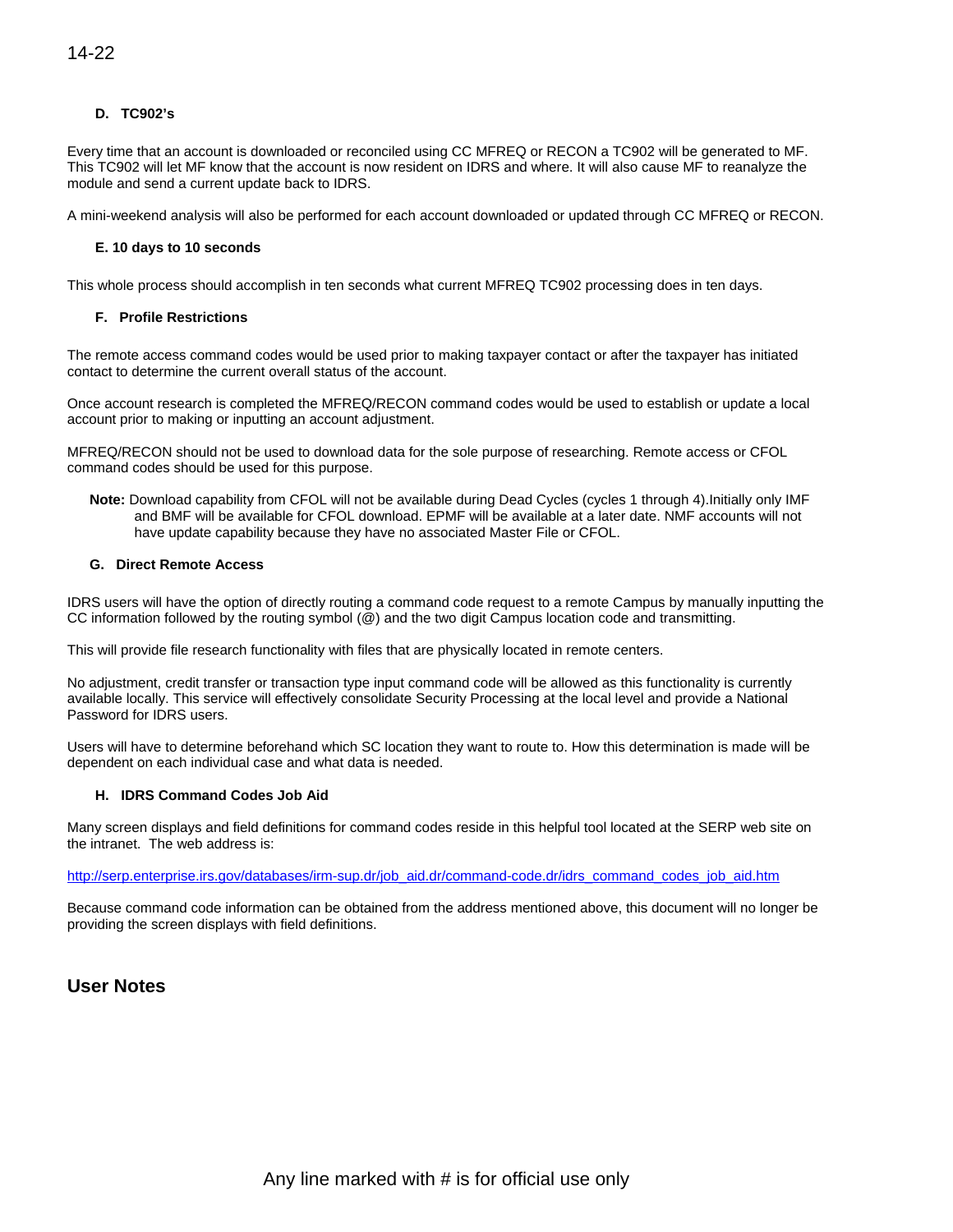#### D. TC902's

Every time that an account is downloaded or reconciled using CC MFREQ or RECON a TC902 will be generated to MF. This TC902 will let MF know that the account is now resident on IDRS and where. It will also cause MF to reanalyze the module and send a current update back to IDRS.

A mini-weekend analysis will also be performed for each account downloaded or updated through CC MFREQ or RECON.

#### E. 10 days to 10 seconds

This whole process should accomplish in ten seconds what current MFREQ TC902 processing does in ten days.

#### F. Profile Restrictions

The remote access command codes would be used prior to making taxpayer contact or after the taxpayer has initiated contact to determine the current overall status of the account.

Once account research is completed the MFREQ/RECON command codes would be used to establish or update a local account prior to making or inputting an account adjustment.

MFREQ/RECON should not be used to download data for the sole purpose of researching. Remote access or CFOL command codes should be used for this purpose.

> **Note:** Download capability from CFOL will not be available during Dead Cycles (cycles 1 through 4).Initially only IMF and BMF will be available for CFOL download. EPMF will be available at a later date. NMF accounts will not have update capability because they have no associated Master File or CFOL.

#### G. Direct Remote Access

IDRS users will have the option of directly routing a command code request to a remote Campus by manually inputting the CC information followed by the routing symbol (@) and the two digit Campus location code and transmitting.

This will provide file research functionality with files that are physically located in remote centers.

No adjustment, credit transfer or transaction type input command code will be allowed as this functionality is currently available locally. This service will effectively consolidate Security Processing at the local level and provide a National Password for IDRS users.

Users will have to determine beforehand which SC location they want to route to. How this determination is made will be dependent on each individual case and what data is needed.

#### H. IDRS Command Codes Job Aid

Many screen displays and field definitions for command codes reside in this helpful tool located at the SERP web site on the intranet. The web address is:

http://serp.enterprise.irs.gov/databases/irm-sup.dr/job_aid.dr/command-code.dr/idrs_command_codes_job_aid.htm

Because command code information can be obtained from the address mentioned above, this document will no longer be providing the screen displays with field definitions.

## User Notes